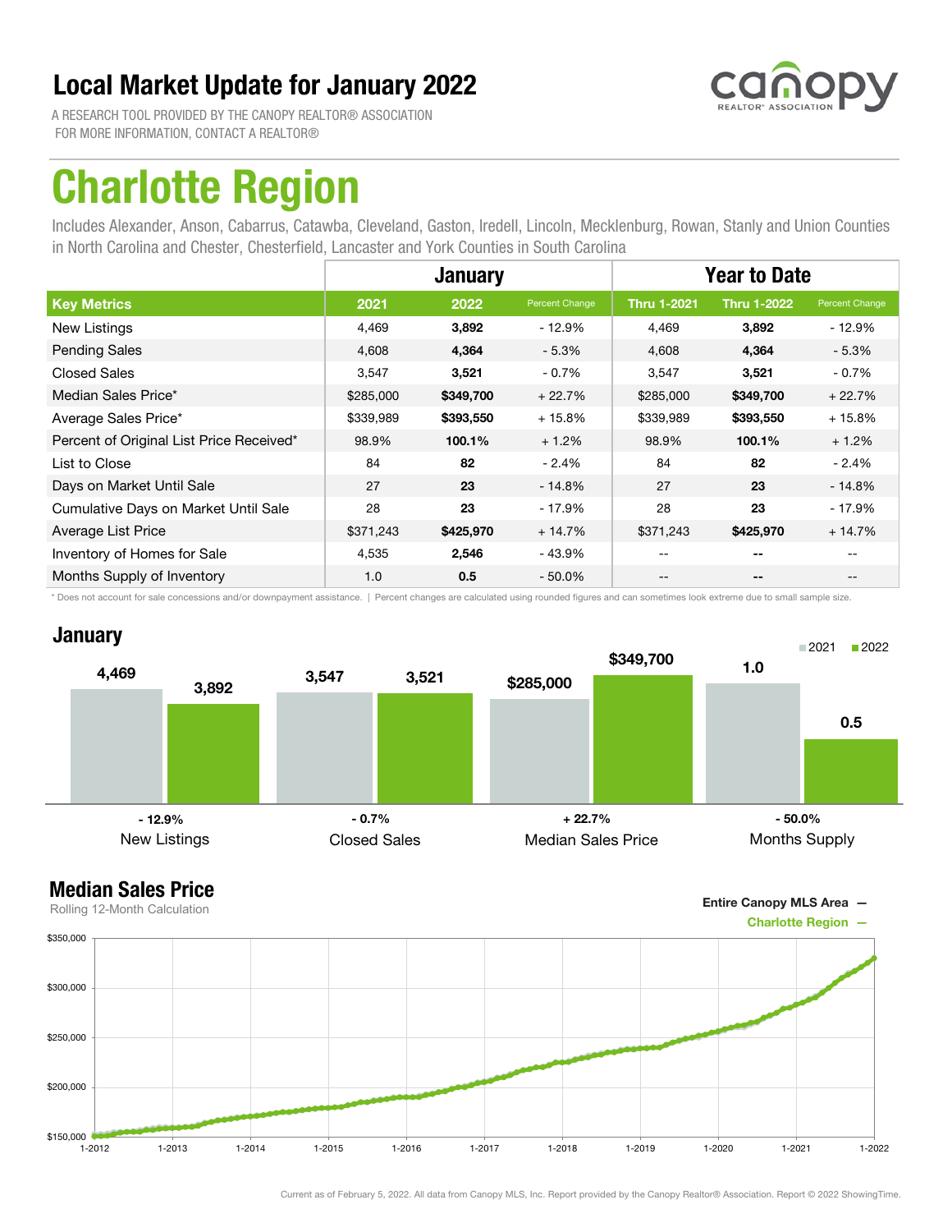# Local Market Update for January 2022

A RESEARCH TOOL PROVIDED BY THE CANOPY REALTOR® ASSOCIATION
FOR MORE INFORMATION, CONTACT A REALTOR®

# Charlotte Region

Includes Alexander, Anson, Cabarrus, Catawba, Cleveland, Gaston, Iredell, Lincoln, Mecklenburg, Rowan, Stanly and Union Counties in North Carolina and Chester, Chesterfield, Lancaster and York Counties in South Carolina

| | January | | | Year to Date | | |
|---|---|---|---|---|---|---|
| **Key Metrics** | **2021** | **2022** | **Percent Change** | **Thru 1-2021** | **Thru 1-2022** | **Percent Change** |
| New Listings | 4,469 | **3,892** | - 12.9% | 4,469 | **3,892** | - 12.9% |
| Pending Sales | 4,608 | **4,364** | - 5.3% | 4,608 | **4,364** | - 5.3% |
| Closed Sales | 3,547 | **3,521** | - 0.7% | 3,547 | **3,521** | - 0.7% |
| Median Sales Price* | $285,000 | **$349,700** | + 22.7% | $285,000 | **$349,700** | + 22.7% |
| Average Sales Price* | $339,989 | **$393,550** | + 15.8% | $339,989 | **$393,550** | + 15.8% |
| Percent of Original List Price Received* | 98.9% | **100.1%** | + 1.2% | 98.9% | **100.1%** | + 1.2% |
| List to Close | 84 | **82** | - 2.4% | 84 | **82** | - 2.4% |
| Days on Market Until Sale | 27 | **23** | - 14.8% | 27 | **23** | - 14.8% |
| Cumulative Days on Market Until Sale | 28 | **23** | - 17.9% | 28 | **23** | - 17.9% |
| Average List Price | $371,243 | **$425,970** | + 14.7% | $371,243 | **$425,970** | + 14.7% |
| Inventory of Homes for Sale | 4,535 | **2,546** | - 43.9% | -- | **--** | -- |
| Months Supply of Inventory | 1.0 | **0.5** | - 50.0% | -- | **--** | -- |

\* Does not account for sale concessions and/or downpayment assistance. | Percent changes are calculated using rounded figures and can sometimes look extreme due to small sample size.

## January

| | 2021 | 2022 | Change |
|---|---|---|---|
| New Listings | 4,469 | 3,892 | - 12.9% |
| Closed Sales | 3,547 | 3,521 | - 0.7% |
| Median Sales Price | $285,000 | $349,700 | + 22.7% |
| Months Supply | 1.0 | 0.5 | - 50.0% |

## Median Sales Price

Rolling 12-Month Calculation

Entire Canopy MLS Area —
Charlotte Region —

Current as of February 5, 2022. All data from Canopy MLS, Inc. Report provided by the Canopy Realtor® Association. Report © 2022 ShowingTime.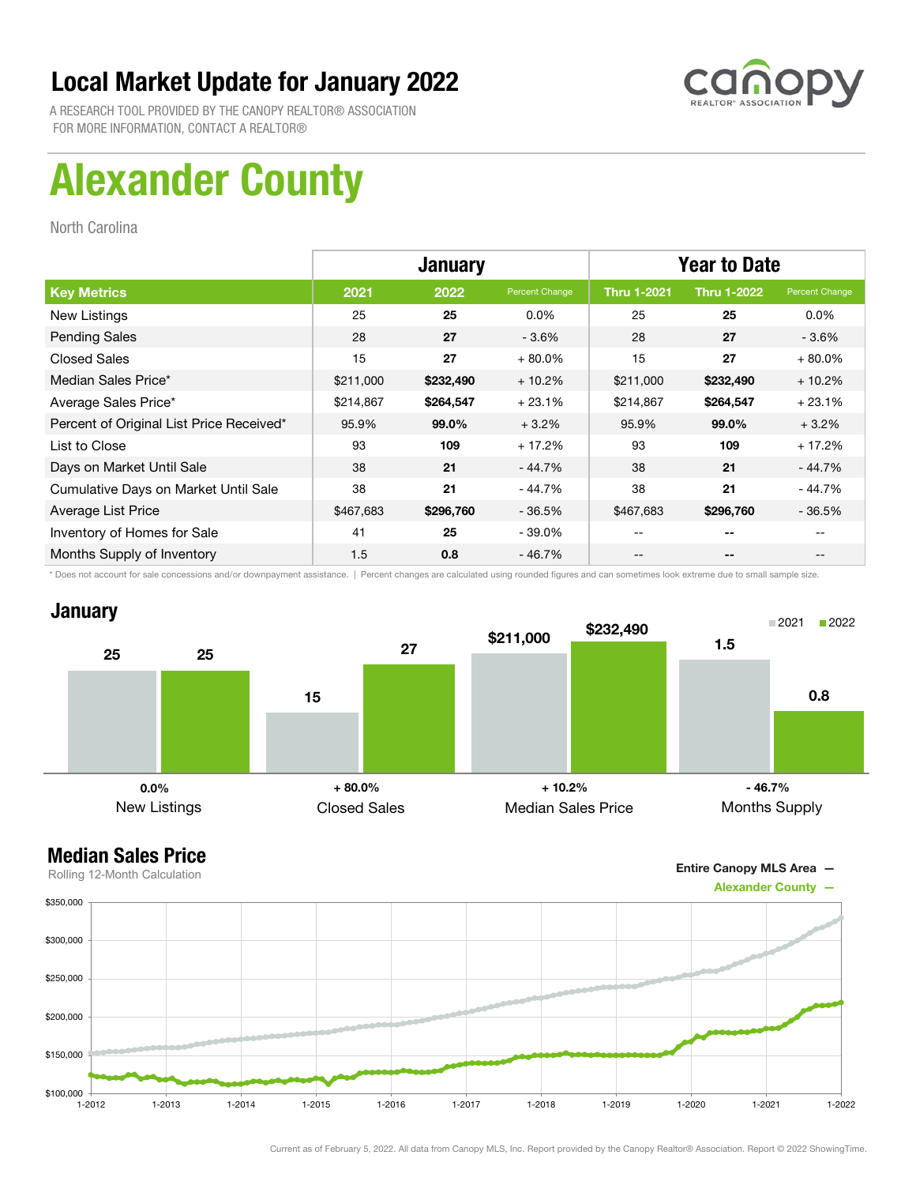# Local Market Update for January 2022

A RESEARCH TOOL PROVIDED BY THE CANOPY REALTOR® ASSOCIATION
FOR MORE INFORMATION, CONTACT A REALTOR®

canopy REALTOR® ASSOCIATION

# Alexander County

North Carolina

| | January | | | Year to Date | | |
|---|---|---|---|---|---|---|
| **Key Metrics** | **2021** | **2022** | Percent Change | **Thru 1-2021** | **Thru 1-2022** | Percent Change |
| New Listings | 25 | **25** | 0.0% | 25 | **25** | 0.0% |
| Pending Sales | 28 | **27** | - 3.6% | 28 | **27** | - 3.6% |
| Closed Sales | 15 | **27** | + 80.0% | 15 | **27** | + 80.0% |
| Median Sales Price* | $211,000 | **$232,490** | + 10.2% | $211,000 | **$232,490** | + 10.2% |
| Average Sales Price* | $214,867 | **$264,547** | + 23.1% | $214,867 | **$264,547** | + 23.1% |
| Percent of Original List Price Received* | 95.9% | **99.0%** | + 3.2% | 95.9% | **99.0%** | + 3.2% |
| List to Close | 93 | **109** | + 17.2% | 93 | **109** | + 17.2% |
| Days on Market Until Sale | 38 | **21** | - 44.7% | 38 | **21** | - 44.7% |
| Cumulative Days on Market Until Sale | 38 | **21** | - 44.7% | 38 | **21** | - 44.7% |
| Average List Price | $467,683 | **$296,760** | - 36.5% | $467,683 | **$296,760** | - 36.5% |
| Inventory of Homes for Sale | 41 | **25** | - 39.0% | -- | **--** | -- |
| Months Supply of Inventory | 1.5 | **0.8** | - 46.7% | -- | **--** | -- |

\* Does not account for sale concessions and/or downpayment assistance. | Percent changes are calculated using rounded figures and can sometimes look extreme due to small sample size.

## January

| | 2021 | 2022 | Change |
|---|---|---|---|
| New Listings | 25 | 25 | 0.0% |
| Closed Sales | 15 | 27 | + 80.0% |
| Median Sales Price | $211,000 | $232,490 | + 10.2% |
| Months Supply | 1.5 | 0.8 | - 46.7% |

## Median Sales Price

Rolling 12-Month Calculation

Entire Canopy MLS Area —
Alexander County —

Current as of February 5, 2022. All data from Canopy MLS, Inc. Report provided by the Canopy Realtor® Association. Report © 2022 ShowingTime.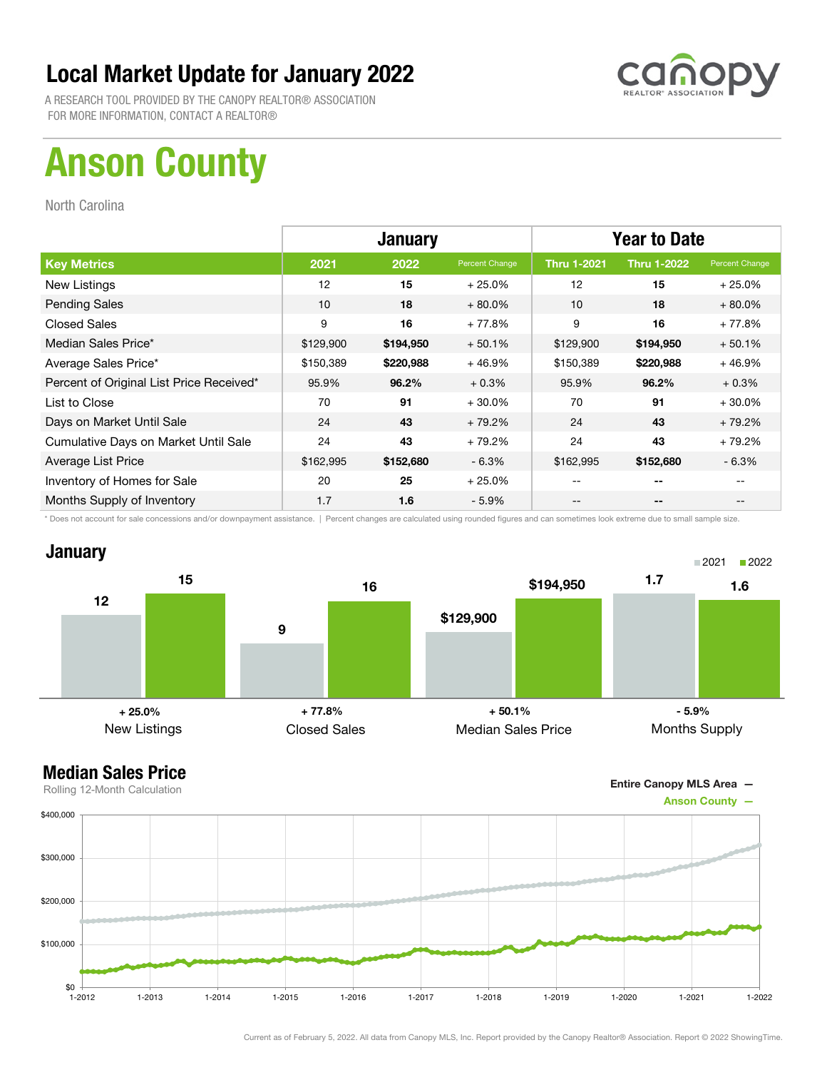# Local Market Update for January 2022

A RESEARCH TOOL PROVIDED BY THE CANOPY REALTOR® ASSOCIATION
FOR MORE INFORMATION, CONTACT A REALTOR®

canopy REALTOR® ASSOCIATION

# Anson County

North Carolina

| | January | | | Year to Date | | |
|---|---|---|---|---|---|---|
| **Key Metrics** | **2021** | **2022** | **Percent Change** | **Thru 1-2021** | **Thru 1-2022** | **Percent Change** |
| New Listings | 12 | **15** | + 25.0% | 12 | **15** | + 25.0% |
| Pending Sales | 10 | **18** | + 80.0% | 10 | **18** | + 80.0% |
| Closed Sales | 9 | **16** | + 77.8% | 9 | **16** | + 77.8% |
| Median Sales Price* | $129,900 | **$194,950** | + 50.1% | $129,900 | **$194,950** | + 50.1% |
| Average Sales Price* | $150,389 | **$220,988** | + 46.9% | $150,389 | **$220,988** | + 46.9% |
| Percent of Original List Price Received* | 95.9% | **96.2%** | + 0.3% | 95.9% | **96.2%** | + 0.3% |
| List to Close | 70 | **91** | + 30.0% | 70 | **91** | + 30.0% |
| Days on Market Until Sale | 24 | **43** | + 79.2% | 24 | **43** | + 79.2% |
| Cumulative Days on Market Until Sale | 24 | **43** | + 79.2% | 24 | **43** | + 79.2% |
| Average List Price | $162,995 | **$152,680** | - 6.3% | $162,995 | **$152,680** | - 6.3% |
| Inventory of Homes for Sale | 20 | **25** | + 25.0% | -- | **--** | -- |
| Months Supply of Inventory | 1.7 | **1.6** | - 5.9% | -- | **--** | -- |

\* Does not account for sale concessions and/or downpayment assistance. | Percent changes are calculated using rounded figures and can sometimes look extreme due to small sample size.

## January

| | 2021 | 2022 | Change |
|---|---|---|---|
| New Listings | 12 | 15 | + 25.0% |
| Closed Sales | 9 | 16 | + 77.8% |
| Median Sales Price | $129,900 | $194,950 | + 50.1% |
| Months Supply | 1.7 | 1.6 | - 5.9% |

## Median Sales Price

Rolling 12-Month Calculation

Entire Canopy MLS Area —
Anson County —

Current as of February 5, 2022. All data from Canopy MLS, Inc. Report provided by the Canopy Realtor® Association. Report © 2022 ShowingTime.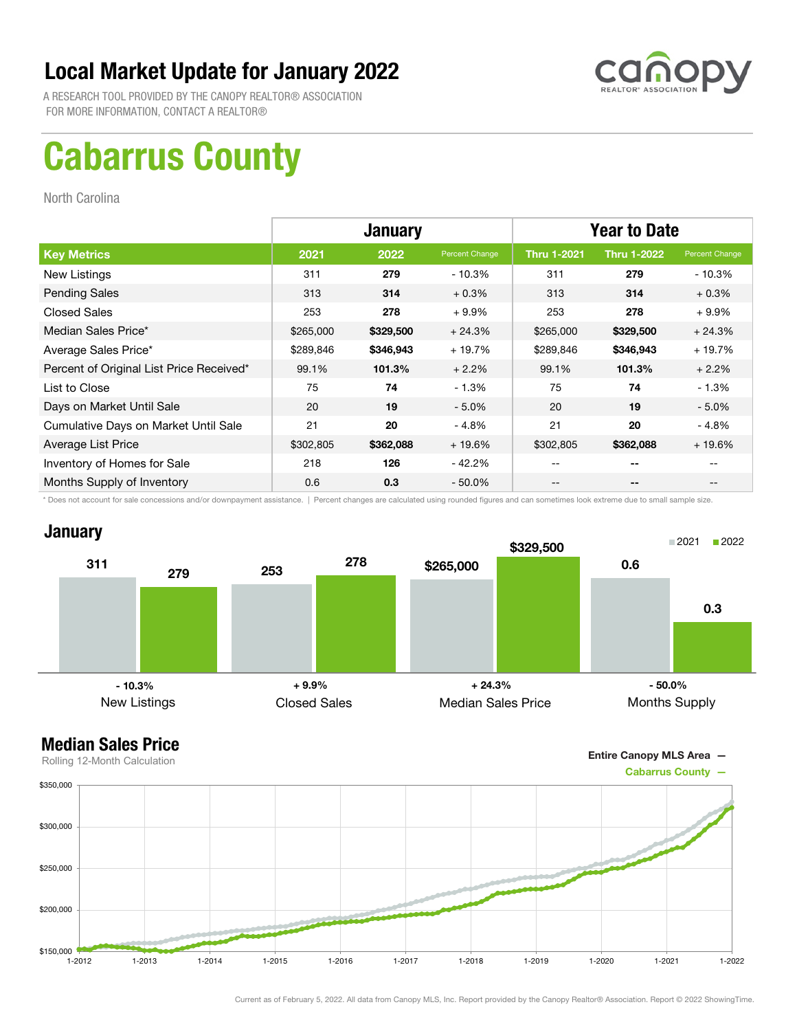# Local Market Update for January 2022

A RESEARCH TOOL PROVIDED BY THE CANOPY REALTOR® ASSOCIATION
FOR MORE INFORMATION, CONTACT A REALTOR®

# Cabarrus County

North Carolina

| | January | | | Year to Date | | |
|---|---|---|---|---|---|---|
| **Key Metrics** | **2021** | **2022** | **Percent Change** | **Thru 1-2021** | **Thru 1-2022** | **Percent Change** |
| New Listings | 311 | **279** | - 10.3% | 311 | **279** | - 10.3% |
| Pending Sales | 313 | **314** | + 0.3% | 313 | **314** | + 0.3% |
| Closed Sales | 253 | **278** | + 9.9% | 253 | **278** | + 9.9% |
| Median Sales Price* | $265,000 | **$329,500** | + 24.3% | $265,000 | **$329,500** | + 24.3% |
| Average Sales Price* | $289,846 | **$346,943** | + 19.7% | $289,846 | **$346,943** | + 19.7% |
| Percent of Original List Price Received* | 99.1% | **101.3%** | + 2.2% | 99.1% | **101.3%** | + 2.2% |
| List to Close | 75 | **74** | - 1.3% | 75 | **74** | - 1.3% |
| Days on Market Until Sale | 20 | **19** | - 5.0% | 20 | **19** | - 5.0% |
| Cumulative Days on Market Until Sale | 21 | **20** | - 4.8% | 21 | **20** | - 4.8% |
| Average List Price | $302,805 | **$362,088** | + 19.6% | $302,805 | **$362,088** | + 19.6% |
| Inventory of Homes for Sale | 218 | **126** | - 42.2% | -- | **--** | -- |
| Months Supply of Inventory | 0.6 | **0.3** | - 50.0% | -- | **--** | -- |

* Does not account for sale concessions and/or downpayment assistance. | Percent changes are calculated using rounded figures and can sometimes look extreme due to small sample size.

## January

| | 2021 | 2022 | Change |
|---|---|---|---|
| New Listings | 311 | 279 | - 10.3% |
| Closed Sales | 253 | 278 | + 9.9% |
| Median Sales Price | $265,000 | $329,500 | + 24.3% |
| Months Supply | 0.6 | 0.3 | - 50.0% |

## Median Sales Price

Rolling 12-Month Calculation

Entire Canopy MLS Area —
Cabarrus County —

Current as of February 5, 2022. All data from Canopy MLS, Inc. Report provided by the Canopy Realtor® Association. Report © 2022 ShowingTime.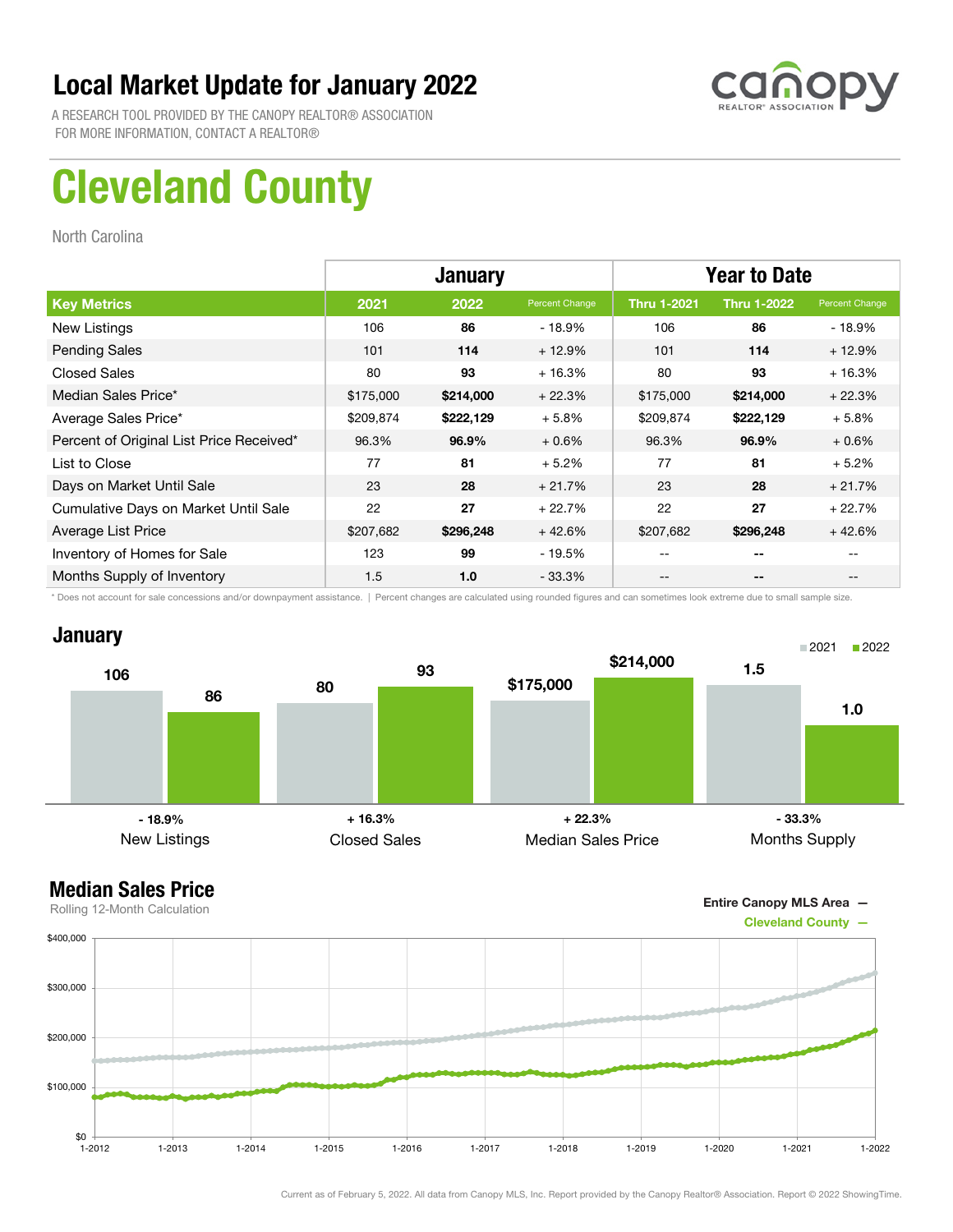# Local Market Update for January 2022

A RESEARCH TOOL PROVIDED BY THE CANOPY REALTOR® ASSOCIATION
FOR MORE INFORMATION, CONTACT A REALTOR®

# Cleveland County

North Carolina

| | January | | | Year to Date | | |
|---|---|---|---|---|---|---|
| **Key Metrics** | **2021** | **2022** | **Percent Change** | **Thru 1-2021** | **Thru 1-2022** | **Percent Change** |
| New Listings | 106 | **86** | - 18.9% | 106 | **86** | - 18.9% |
| Pending Sales | 101 | **114** | + 12.9% | 101 | **114** | + 12.9% |
| Closed Sales | 80 | **93** | + 16.3% | 80 | **93** | + 16.3% |
| Median Sales Price* | $175,000 | **$214,000** | + 22.3% | $175,000 | **$214,000** | + 22.3% |
| Average Sales Price* | $209,874 | **$222,129** | + 5.8% | $209,874 | **$222,129** | + 5.8% |
| Percent of Original List Price Received* | 96.3% | **96.9%** | + 0.6% | 96.3% | **96.9%** | + 0.6% |
| List to Close | 77 | **81** | + 5.2% | 77 | **81** | + 5.2% |
| Days on Market Until Sale | 23 | **28** | + 21.7% | 23 | **28** | + 21.7% |
| Cumulative Days on Market Until Sale | 22 | **27** | + 22.7% | 22 | **27** | + 22.7% |
| Average List Price | $207,682 | **$296,248** | + 42.6% | $207,682 | **$296,248** | + 42.6% |
| Inventory of Homes for Sale | 123 | **99** | - 19.5% | -- | -- | -- |
| Months Supply of Inventory | 1.5 | **1.0** | - 33.3% | -- | -- | -- |

\* Does not account for sale concessions and/or downpayment assistance. | Percent changes are calculated using rounded figures and can sometimes look extreme due to small sample size.

## January

| | 2021 | 2022 | Change |
|---|---|---|---|
| New Listings | 106 | 86 | - 18.9% |
| Closed Sales | 80 | 93 | + 16.3% |
| Median Sales Price | $175,000 | $214,000 | + 22.3% |
| Months Supply | 1.5 | 1.0 | - 33.3% |

## Median Sales Price

Rolling 12-Month Calculation

Entire Canopy MLS Area —
Cleveland County —

Current as of February 5, 2022. All data from Canopy MLS, Inc. Report provided by the Canopy Realtor® Association. Report © 2022 ShowingTime.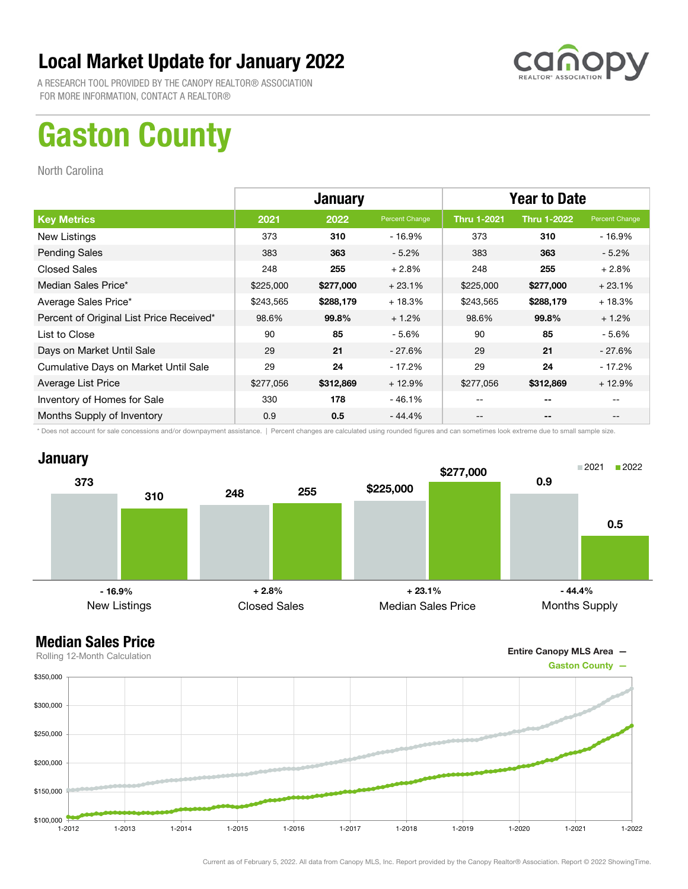# Local Market Update for January 2022

A RESEARCH TOOL PROVIDED BY THE CANOPY REALTOR® ASSOCIATION
FOR MORE INFORMATION, CONTACT A REALTOR®

# Gaston County

North Carolina

| | January | | | Year to Date | | |
|---|---|---|---|---|---|---|
| **Key Metrics** | **2021** | **2022** | **Percent Change** | **Thru 1-2021** | **Thru 1-2022** | **Percent Change** |
| New Listings | 373 | **310** | - 16.9% | 373 | **310** | - 16.9% |
| Pending Sales | 383 | **363** | - 5.2% | 383 | **363** | - 5.2% |
| Closed Sales | 248 | **255** | + 2.8% | 248 | **255** | + 2.8% |
| Median Sales Price* | $225,000 | **$277,000** | + 23.1% | $225,000 | **$277,000** | + 23.1% |
| Average Sales Price* | $243,565 | **$288,179** | + 18.3% | $243,565 | **$288,179** | + 18.3% |
| Percent of Original List Price Received* | 98.6% | **99.8%** | + 1.2% | 98.6% | **99.8%** | + 1.2% |
| List to Close | 90 | **85** | - 5.6% | 90 | **85** | - 5.6% |
| Days on Market Until Sale | 29 | **21** | - 27.6% | 29 | **21** | - 27.6% |
| Cumulative Days on Market Until Sale | 29 | **24** | - 17.2% | 29 | **24** | - 17.2% |
| Average List Price | $277,056 | **$312,869** | + 12.9% | $277,056 | **$312,869** | + 12.9% |
| Inventory of Homes for Sale | 330 | **178** | - 46.1% | -- | **--** | -- |
| Months Supply of Inventory | 0.9 | **0.5** | - 44.4% | -- | **--** | -- |

\* Does not account for sale concessions and/or downpayment assistance. | Percent changes are calculated using rounded figures and can sometimes look extreme due to small sample size.

## January

| | 2021 | 2022 | Change |
|---|---|---|---|
| New Listings | 373 | 310 | - 16.9% |
| Closed Sales | 248 | 255 | + 2.8% |
| Median Sales Price | $225,000 | $277,000 | + 23.1% |
| Months Supply | 0.9 | 0.5 | - 44.4% |

## Median Sales Price

Rolling 12-Month Calculation

Entire Canopy MLS Area —
Gaston County —

Current as of February 5, 2022. All data from Canopy MLS, Inc. Report provided by the Canopy Realtor® Association. Report © 2022 ShowingTime.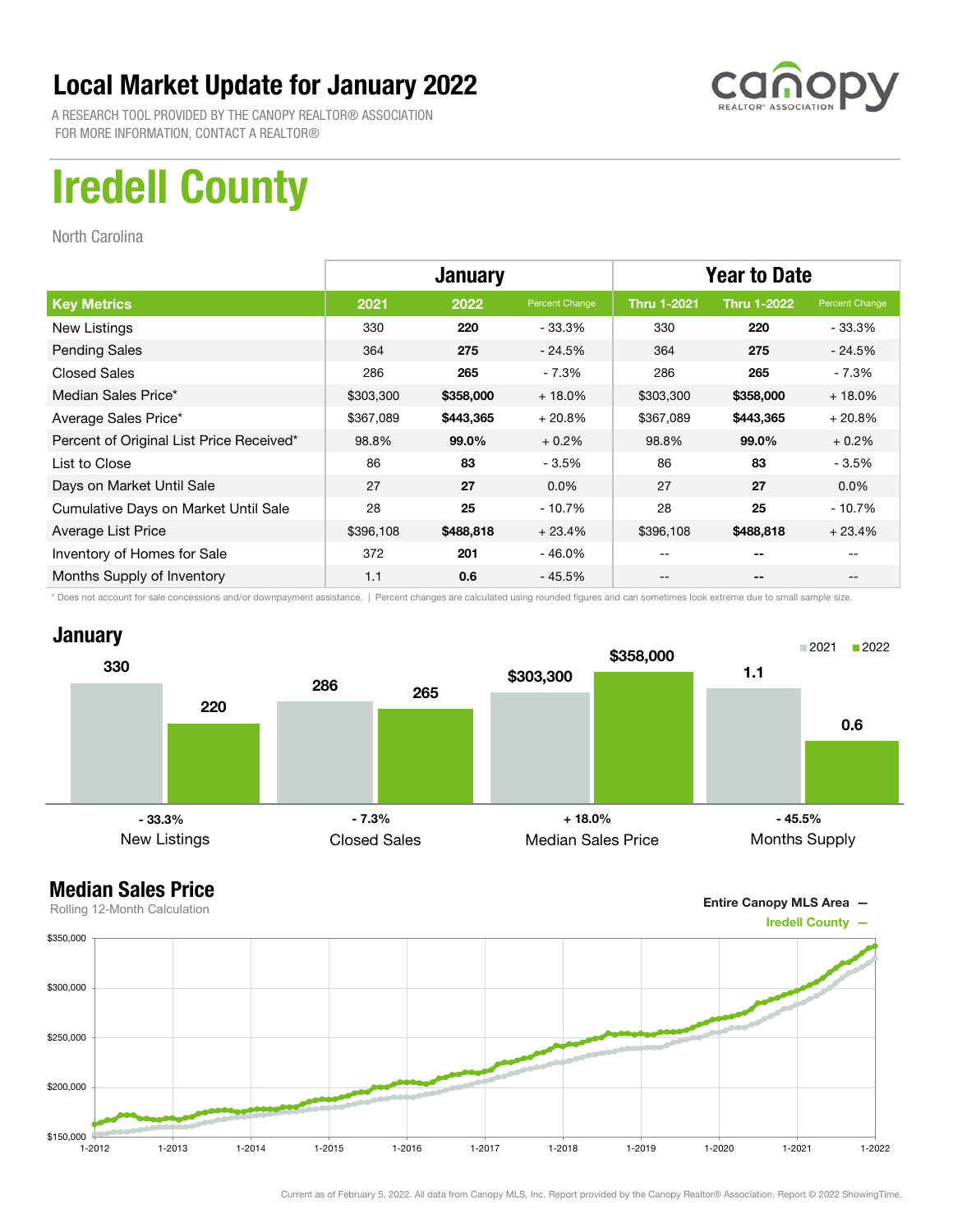# Local Market Update for January 2022

A RESEARCH TOOL PROVIDED BY THE CANOPY REALTOR® ASSOCIATION
FOR MORE INFORMATION, CONTACT A REALTOR®

# Iredell County

North Carolina

| | January | | | Year to Date | | |
|---|---|---|---|---|---|---|
| **Key Metrics** | **2021** | **2022** | **Percent Change** | **Thru 1-2021** | **Thru 1-2022** | **Percent Change** |
| New Listings | 330 | **220** | - 33.3% | 330 | **220** | - 33.3% |
| Pending Sales | 364 | **275** | - 24.5% | 364 | **275** | - 24.5% |
| Closed Sales | 286 | **265** | - 7.3% | 286 | **265** | - 7.3% |
| Median Sales Price* | $303,300 | **$358,000** | + 18.0% | $303,300 | **$358,000** | + 18.0% |
| Average Sales Price* | $367,089 | **$443,365** | + 20.8% | $367,089 | **$443,365** | + 20.8% |
| Percent of Original List Price Received* | 98.8% | **99.0%** | + 0.2% | 98.8% | **99.0%** | + 0.2% |
| List to Close | 86 | **83** | - 3.5% | 86 | **83** | - 3.5% |
| Days on Market Until Sale | 27 | **27** | 0.0% | 27 | **27** | 0.0% |
| Cumulative Days on Market Until Sale | 28 | **25** | - 10.7% | 28 | **25** | - 10.7% |
| Average List Price | $396,108 | **$488,818** | + 23.4% | $396,108 | **$488,818** | + 23.4% |
| Inventory of Homes for Sale | 372 | **201** | - 46.0% | -- | **--** | -- |
| Months Supply of Inventory | 1.1 | **0.6** | - 45.5% | -- | **--** | -- |

\* Does not account for sale concessions and/or downpayment assistance. | Percent changes are calculated using rounded figures and can sometimes look extreme due to small sample size.

## January

| | 2021 | 2022 | Change |
|---|---|---|---|
| New Listings | 330 | 220 | - 33.3% |
| Closed Sales | 286 | 265 | - 7.3% |
| Median Sales Price | $303,300 | $358,000 | + 18.0% |
| Months Supply | 1.1 | 0.6 | - 45.5% |

## Median Sales Price

Rolling 12-Month Calculation

Entire Canopy MLS Area —
Iredell County —

Current as of February 5, 2022. All data from Canopy MLS, Inc. Report provided by the Canopy Realtor® Association. Report © 2022 ShowingTime.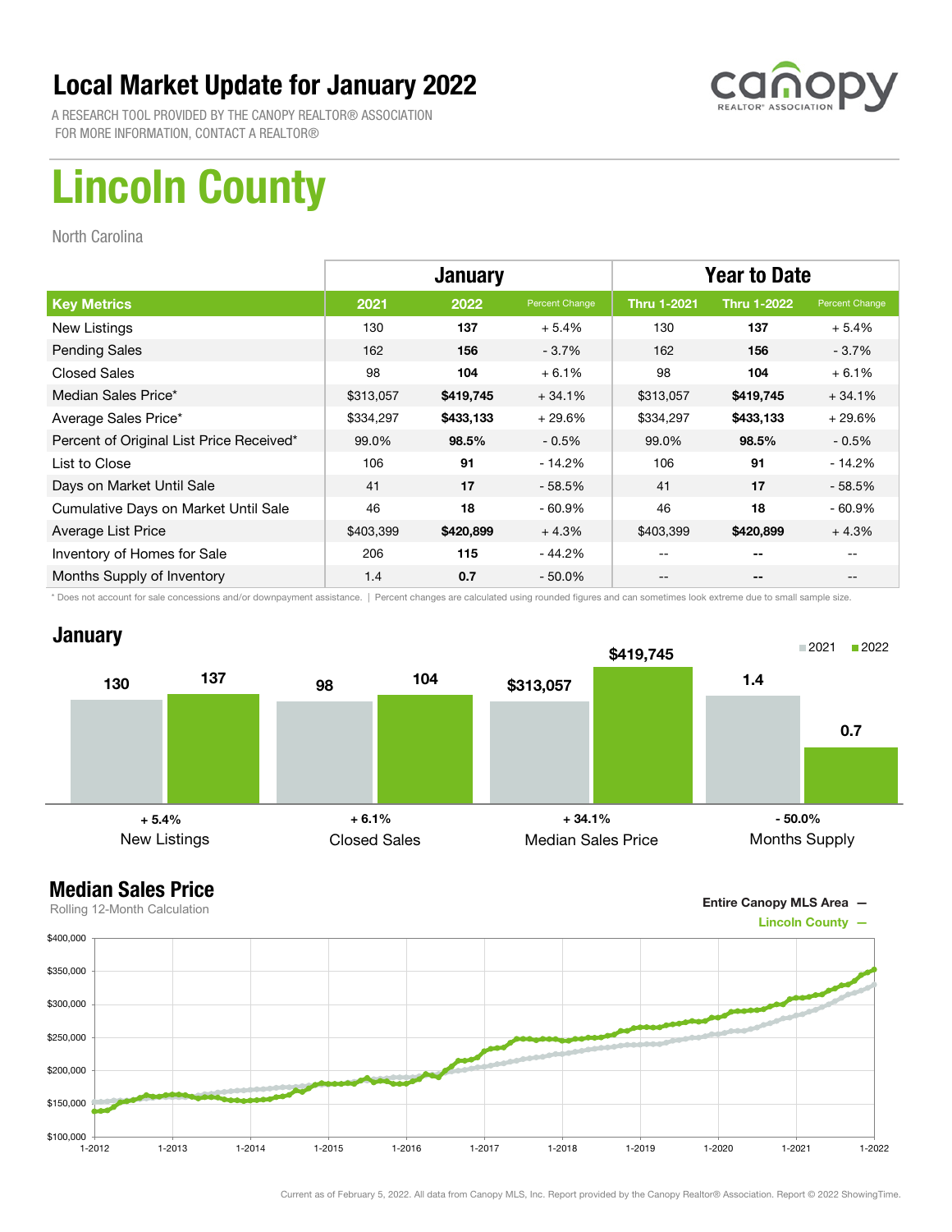# Local Market Update for January 2022

A RESEARCH TOOL PROVIDED BY THE CANOPY REALTOR® ASSOCIATION
FOR MORE INFORMATION, CONTACT A REALTOR®

# Lincoln County

North Carolina

| Key Metrics | January | | | Year to Date | | |
|---|---|---|---|---|---|---|
| | 2021 | 2022 | Percent Change | Thru 1-2021 | Thru 1-2022 | Percent Change |
| New Listings | 130 | **137** | + 5.4% | 130 | **137** | + 5.4% |
| Pending Sales | 162 | **156** | - 3.7% | 162 | **156** | - 3.7% |
| Closed Sales | 98 | **104** | + 6.1% | 98 | **104** | + 6.1% |
| Median Sales Price* | $313,057 | **$419,745** | + 34.1% | $313,057 | **$419,745** | + 34.1% |
| Average Sales Price* | $334,297 | **$433,133** | + 29.6% | $334,297 | **$433,133** | + 29.6% |
| Percent of Original List Price Received* | 99.0% | **98.5%** | - 0.5% | 99.0% | **98.5%** | - 0.5% |
| List to Close | 106 | **91** | - 14.2% | 106 | **91** | - 14.2% |
| Days on Market Until Sale | 41 | **17** | - 58.5% | 41 | **17** | - 58.5% |
| Cumulative Days on Market Until Sale | 46 | **18** | - 60.9% | 46 | **18** | - 60.9% |
| Average List Price | $403,399 | **$420,899** | + 4.3% | $403,399 | **$420,899** | + 4.3% |
| Inventory of Homes for Sale | 206 | **115** | - 44.2% | -- | **--** | -- |
| Months Supply of Inventory | 1.4 | **0.7** | - 50.0% | -- | **--** | -- |

\* Does not account for sale concessions and/or downpayment assistance. | Percent changes are calculated using rounded figures and can sometimes look extreme due to small sample size.

## January

| | 2021 | 2022 | Change |
|---|---|---|---|
| New Listings | 130 | 137 | + 5.4% |
| Closed Sales | 98 | 104 | + 6.1% |
| Median Sales Price | $313,057 | $419,745 | + 34.1% |
| Months Supply | 1.4 | 0.7 | - 50.0% |

## Median Sales Price

Rolling 12-Month Calculation

Entire Canopy MLS Area —
Lincoln County —

Current as of February 5, 2022. All data from Canopy MLS, Inc. Report provided by the Canopy Realtor® Association. Report © 2022 ShowingTime.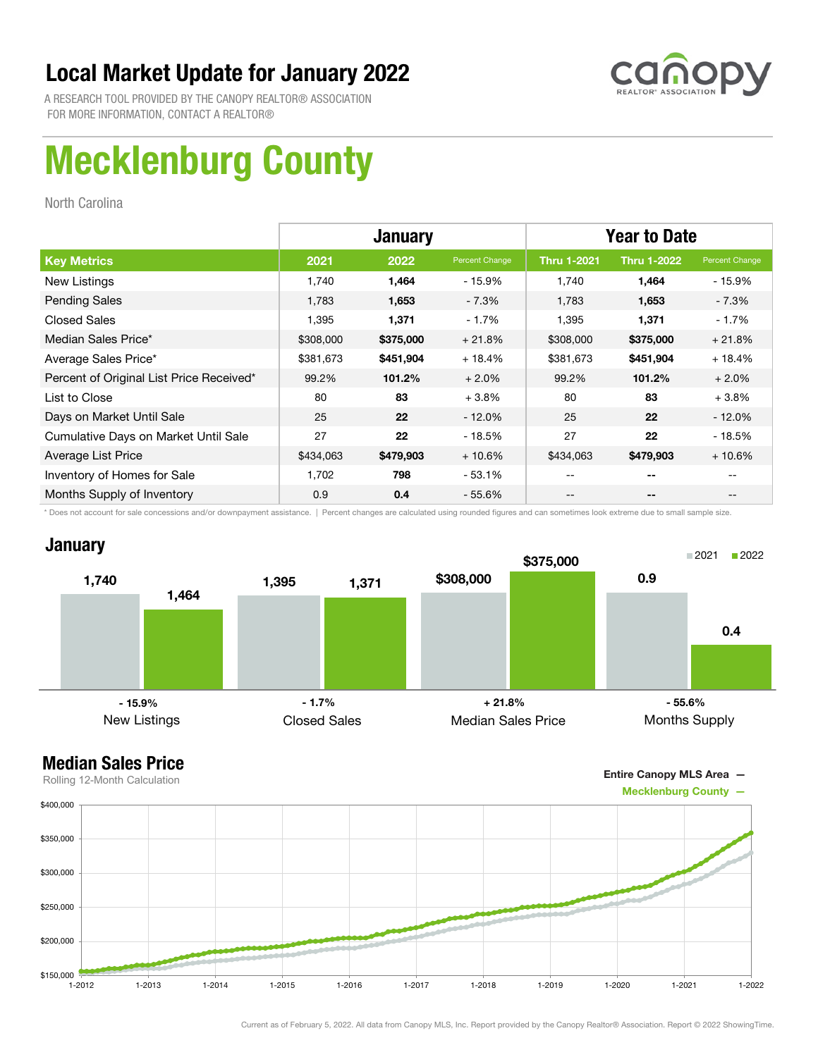# Local Market Update for January 2022

A RESEARCH TOOL PROVIDED BY THE CANOPY REALTOR® ASSOCIATION
FOR MORE INFORMATION, CONTACT A REALTOR®

canopy REALTOR® ASSOCIATION

# Mecklenburg County

North Carolina

| | January | | | Year to Date | | |
|---|---|---|---|---|---|---|
| **Key Metrics** | **2021** | **2022** | **Percent Change** | **Thru 1-2021** | **Thru 1-2022** | **Percent Change** |
| New Listings | 1,740 | **1,464** | - 15.9% | 1,740 | **1,464** | - 15.9% |
| Pending Sales | 1,783 | **1,653** | - 7.3% | 1,783 | **1,653** | - 7.3% |
| Closed Sales | 1,395 | **1,371** | - 1.7% | 1,395 | **1,371** | - 1.7% |
| Median Sales Price* | $308,000 | **$375,000** | + 21.8% | $308,000 | **$375,000** | + 21.8% |
| Average Sales Price* | $381,673 | **$451,904** | + 18.4% | $381,673 | **$451,904** | + 18.4% |
| Percent of Original List Price Received* | 99.2% | **101.2%** | + 2.0% | 99.2% | **101.2%** | + 2.0% |
| List to Close | 80 | **83** | + 3.8% | 80 | **83** | + 3.8% |
| Days on Market Until Sale | 25 | **22** | - 12.0% | 25 | **22** | - 12.0% |
| Cumulative Days on Market Until Sale | 27 | **22** | - 18.5% | 27 | **22** | - 18.5% |
| Average List Price | $434,063 | **$479,903** | + 10.6% | $434,063 | **$479,903** | + 10.6% |
| Inventory of Homes for Sale | 1,702 | **798** | - 53.1% | -- | **--** | -- |
| Months Supply of Inventory | 0.9 | **0.4** | - 55.6% | -- | **--** | -- |

\* Does not account for sale concessions and/or downpayment assistance. | Percent changes are calculated using rounded figures and can sometimes look extreme due to small sample size.

## January

■2021 ■2022

| | 2021 | 2022 | Change |
|---|---|---|---|
| New Listings | 1,740 | 1,464 | - 15.9% |
| Closed Sales | 1,395 | 1,371 | - 1.7% |
| Median Sales Price | $308,000 | $375,000 | + 21.8% |
| Months Supply | 0.9 | 0.4 | - 55.6% |

## Median Sales Price

Rolling 12-Month Calculation

Entire Canopy MLS Area —
Mecklenburg County —

Current as of February 5, 2022. All data from Canopy MLS, Inc. Report provided by the Canopy Realtor® Association. Report © 2022 ShowingTime.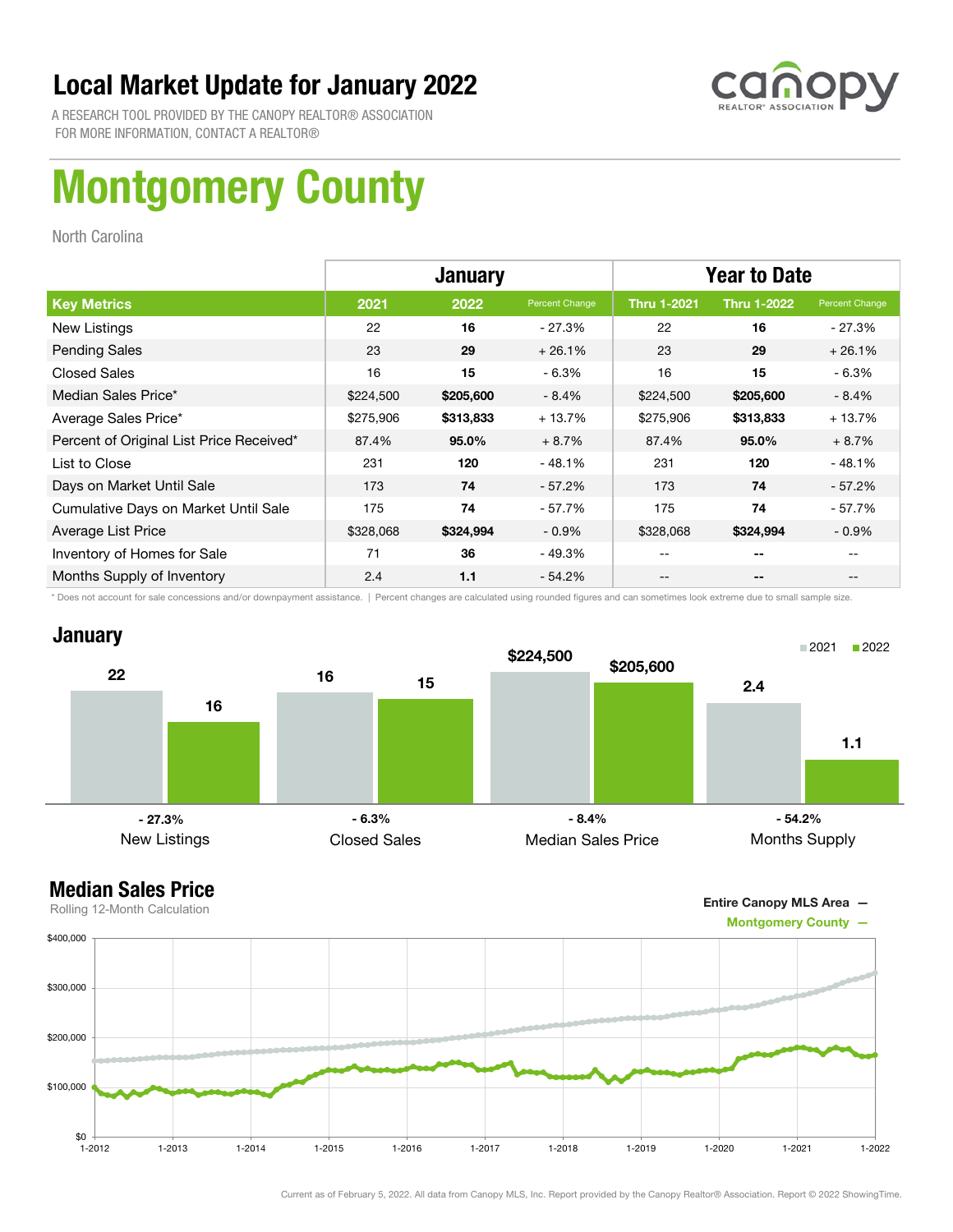# Local Market Update for January 2022

A RESEARCH TOOL PROVIDED BY THE CANOPY REALTOR® ASSOCIATION
FOR MORE INFORMATION, CONTACT A REALTOR®

# Montgomery County

North Carolina

| | January | | | Year to Date | | |
|---|---|---|---|---|---|---|
| **Key Metrics** | **2021** | **2022** | **Percent Change** | **Thru 1-2021** | **Thru 1-2022** | **Percent Change** |
| New Listings | 22 | **16** | - 27.3% | 22 | **16** | - 27.3% |
| Pending Sales | 23 | **29** | + 26.1% | 23 | **29** | + 26.1% |
| Closed Sales | 16 | **15** | - 6.3% | 16 | **15** | - 6.3% |
| Median Sales Price* | $224,500 | **$205,600** | - 8.4% | $224,500 | **$205,600** | - 8.4% |
| Average Sales Price* | $275,906 | **$313,833** | + 13.7% | $275,906 | **$313,833** | + 13.7% |
| Percent of Original List Price Received* | 87.4% | **95.0%** | + 8.7% | 87.4% | **95.0%** | + 8.7% |
| List to Close | 231 | **120** | - 48.1% | 231 | **120** | - 48.1% |
| Days on Market Until Sale | 173 | **74** | - 57.2% | 173 | **74** | - 57.2% |
| Cumulative Days on Market Until Sale | 175 | **74** | - 57.7% | 175 | **74** | - 57.7% |
| Average List Price | $328,068 | **$324,994** | - 0.9% | $328,068 | **$324,994** | - 0.9% |
| Inventory of Homes for Sale | 71 | **36** | - 49.3% | -- | **--** | -- |
| Months Supply of Inventory | 2.4 | **1.1** | - 54.2% | -- | **--** | -- |

\* Does not account for sale concessions and/or downpayment assistance. | Percent changes are calculated using rounded figures and can sometimes look extreme due to small sample size.

## January

| | 2021 | 2022 | Change |
|---|---|---|---|
| New Listings | 22 | 16 | - 27.3% |
| Closed Sales | 16 | 15 | - 6.3% |
| Median Sales Price | $224,500 | $205,600 | - 8.4% |
| Months Supply | 2.4 | 1.1 | - 54.2% |

## Median Sales Price

Rolling 12-Month Calculation

Entire Canopy MLS Area —
Montgomery County —

Current as of February 5, 2022. All data from Canopy MLS, Inc. Report provided by the Canopy Realtor® Association. Report © 2022 ShowingTime.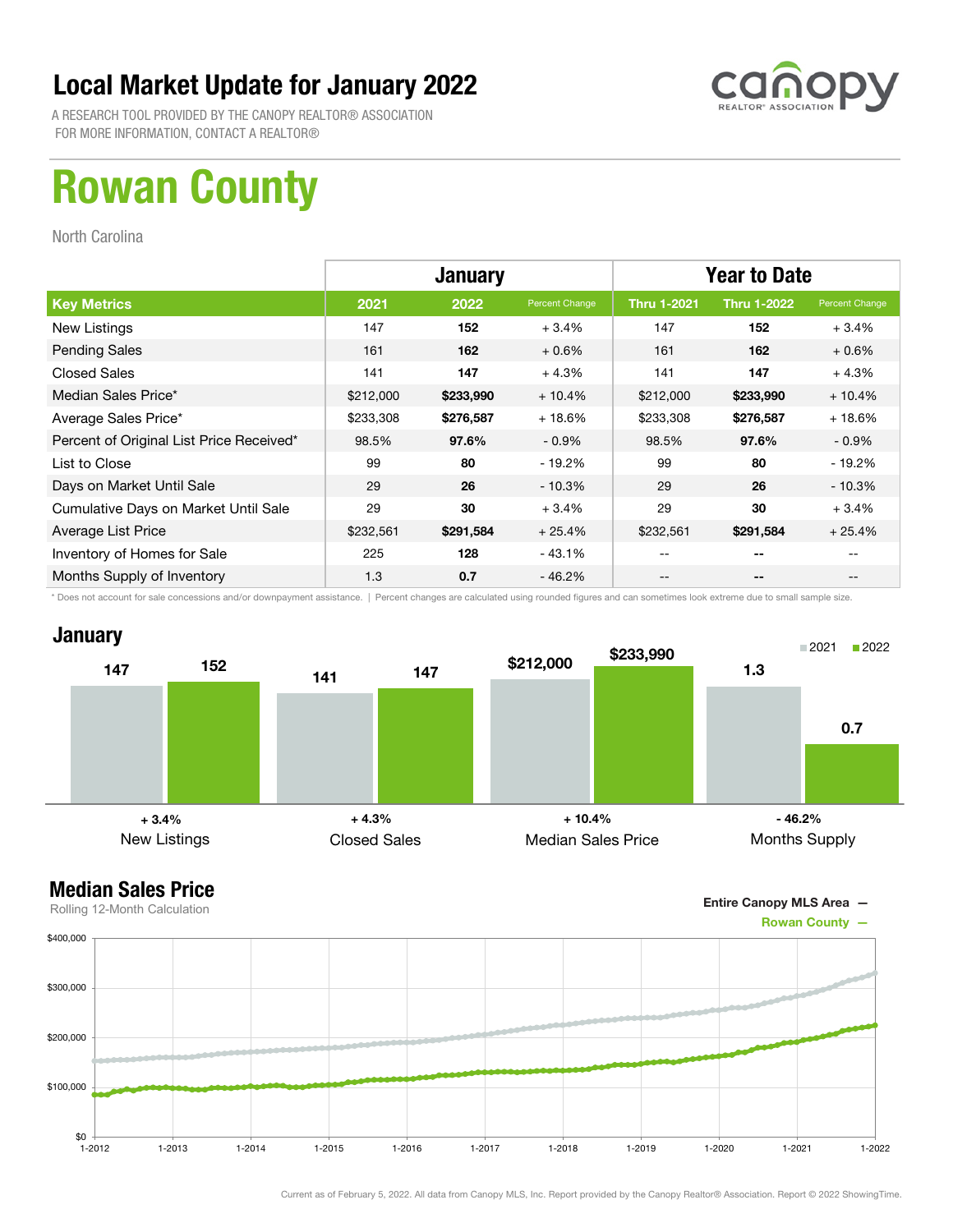# Local Market Update for January 2022

A RESEARCH TOOL PROVIDED BY THE CANOPY REALTOR® ASSOCIATION
FOR MORE INFORMATION, CONTACT A REALTOR®

# Rowan County

North Carolina

| | January | | | Year to Date | | |
|---|---|---|---|---|---|---|
| **Key Metrics** | **2021** | **2022** | **Percent Change** | **Thru 1-2021** | **Thru 1-2022** | **Percent Change** |
| New Listings | 147 | **152** | + 3.4% | 147 | **152** | + 3.4% |
| Pending Sales | 161 | **162** | + 0.6% | 161 | **162** | + 0.6% |
| Closed Sales | 141 | **147** | + 4.3% | 141 | **147** | + 4.3% |
| Median Sales Price* | $212,000 | **$233,990** | + 10.4% | $212,000 | **$233,990** | + 10.4% |
| Average Sales Price* | $233,308 | **$276,587** | + 18.6% | $233,308 | **$276,587** | + 18.6% |
| Percent of Original List Price Received* | 98.5% | **97.6%** | - 0.9% | 98.5% | **97.6%** | - 0.9% |
| List to Close | 99 | **80** | - 19.2% | 99 | **80** | - 19.2% |
| Days on Market Until Sale | 29 | **26** | - 10.3% | 29 | **26** | - 10.3% |
| Cumulative Days on Market Until Sale | 29 | **30** | + 3.4% | 29 | **30** | + 3.4% |
| Average List Price | $232,561 | **$291,584** | + 25.4% | $232,561 | **$291,584** | + 25.4% |
| Inventory of Homes for Sale | 225 | **128** | - 43.1% | -- | **--** | -- |
| Months Supply of Inventory | 1.3 | **0.7** | - 46.2% | -- | **--** | -- |

\* Does not account for sale concessions and/or downpayment assistance. | Percent changes are calculated using rounded figures and can sometimes look extreme due to small sample size.

## January

| | 2021 | 2022 | Change |
|---|---|---|---|
| New Listings | 147 | 152 | + 3.4% |
| Closed Sales | 141 | 147 | + 4.3% |
| Median Sales Price | $212,000 | $233,990 | + 10.4% |
| Months Supply | 1.3 | 0.7 | - 46.2% |

## Median Sales Price

Rolling 12-Month Calculation

Entire Canopy MLS Area —
Rowan County —

Current as of February 5, 2022. All data from Canopy MLS, Inc. Report provided by the Canopy Realtor® Association. Report © 2022 ShowingTime.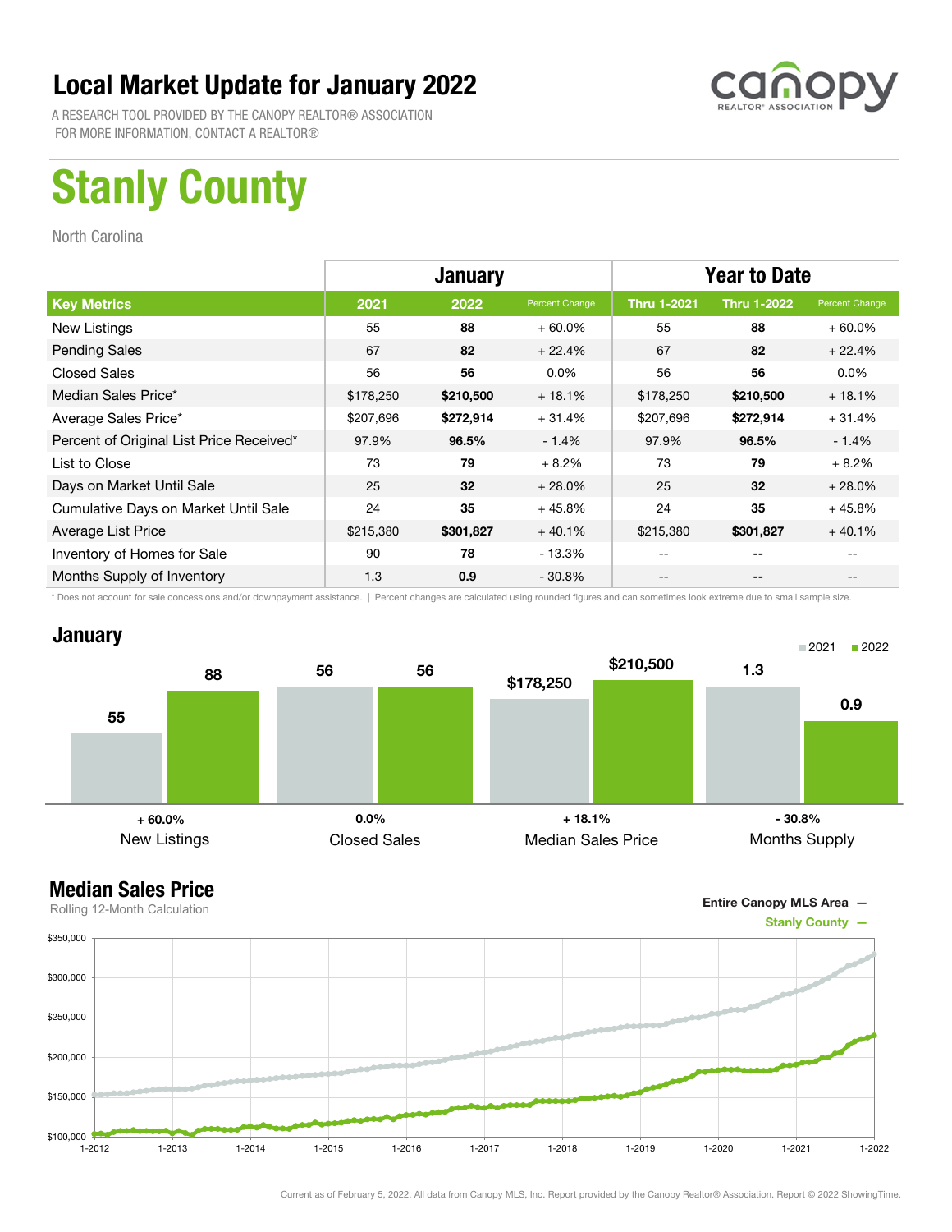# Local Market Update for January 2022

A RESEARCH TOOL PROVIDED BY THE CANOPY REALTOR® ASSOCIATION
FOR MORE INFORMATION, CONTACT A REALTOR®

# Stanly County

North Carolina

| | January | | | Year to Date | | |
|---|---|---|---|---|---|---|
| **Key Metrics** | **2021** | **2022** | **Percent Change** | **Thru 1-2021** | **Thru 1-2022** | **Percent Change** |
| New Listings | 55 | **88** | + 60.0% | 55 | **88** | + 60.0% |
| Pending Sales | 67 | **82** | + 22.4% | 67 | **82** | + 22.4% |
| Closed Sales | 56 | **56** | 0.0% | 56 | **56** | 0.0% |
| Median Sales Price* | $178,250 | **$210,500** | + 18.1% | $178,250 | **$210,500** | + 18.1% |
| Average Sales Price* | $207,696 | **$272,914** | + 31.4% | $207,696 | **$272,914** | + 31.4% |
| Percent of Original List Price Received* | 97.9% | **96.5%** | - 1.4% | 97.9% | **96.5%** | - 1.4% |
| List to Close | 73 | **79** | + 8.2% | 73 | **79** | + 8.2% |
| Days on Market Until Sale | 25 | **32** | + 28.0% | 25 | **32** | + 28.0% |
| Cumulative Days on Market Until Sale | 24 | **35** | + 45.8% | 24 | **35** | + 45.8% |
| Average List Price | $215,380 | **$301,827** | + 40.1% | $215,380 | **$301,827** | + 40.1% |
| Inventory of Homes for Sale | 90 | **78** | - 13.3% | -- | **--** | -- |
| Months Supply of Inventory | 1.3 | **0.9** | - 30.8% | -- | **--** | -- |

\* Does not account for sale concessions and/or downpayment assistance. | Percent changes are calculated using rounded figures and can sometimes look extreme due to small sample size.

## January

| | 2021 | 2022 | Percent Change |
|---|---|---|---|
| New Listings | 55 | 88 | + 60.0% |
| Closed Sales | 56 | 56 | 0.0% |
| Median Sales Price | $178,250 | $210,500 | + 18.1% |
| Months Supply | 1.3 | 0.9 | - 30.8% |

## Median Sales Price

Rolling 12-Month Calculation

Entire Canopy MLS Area —
Stanly County —

Current as of February 5, 2022. All data from Canopy MLS, Inc. Report provided by the Canopy Realtor® Association. Report © 2022 ShowingTime.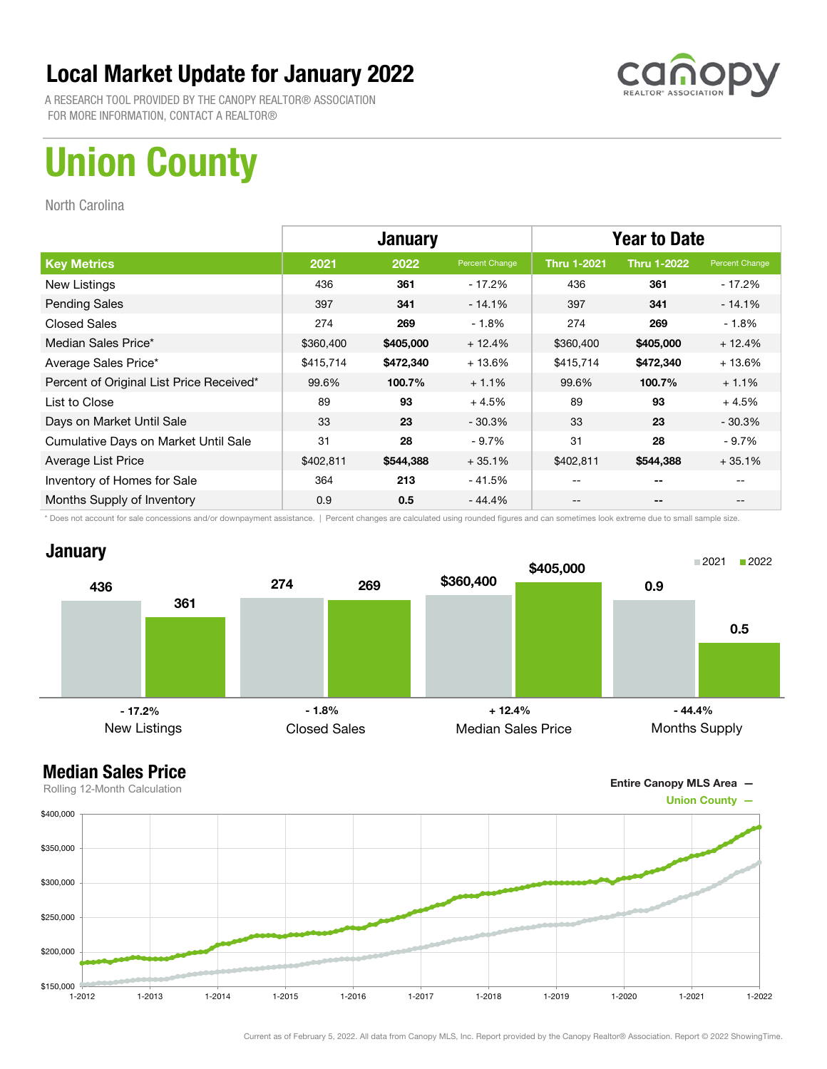# Local Market Update for January 2022

A RESEARCH TOOL PROVIDED BY THE CANOPY REALTOR® ASSOCIATION
FOR MORE INFORMATION, CONTACT A REALTOR®

# Union County

North Carolina

| | January | | | Year to Date | | |
|---|---|---|---|---|---|---|
| **Key Metrics** | **2021** | **2022** | **Percent Change** | **Thru 1-2021** | **Thru 1-2022** | **Percent Change** |
| New Listings | 436 | **361** | - 17.2% | 436 | **361** | - 17.2% |
| Pending Sales | 397 | **341** | - 14.1% | 397 | **341** | - 14.1% |
| Closed Sales | 274 | **269** | - 1.8% | 274 | **269** | - 1.8% |
| Median Sales Price* | $360,400 | **$405,000** | + 12.4% | $360,400 | **$405,000** | + 12.4% |
| Average Sales Price* | $415,714 | **$472,340** | + 13.6% | $415,714 | **$472,340** | + 13.6% |
| Percent of Original List Price Received* | 99.6% | **100.7%** | + 1.1% | 99.6% | **100.7%** | + 1.1% |
| List to Close | 89 | **93** | + 4.5% | 89 | **93** | + 4.5% |
| Days on Market Until Sale | 33 | **23** | - 30.3% | 33 | **23** | - 30.3% |
| Cumulative Days on Market Until Sale | 31 | **28** | - 9.7% | 31 | **28** | - 9.7% |
| Average List Price | $402,811 | **$544,388** | + 35.1% | $402,811 | **$544,388** | + 35.1% |
| Inventory of Homes for Sale | 364 | **213** | - 41.5% | -- | **--** | -- |
| Months Supply of Inventory | 0.9 | **0.5** | - 44.4% | -- | **--** | -- |

\* Does not account for sale concessions and/or downpayment assistance. | Percent changes are calculated using rounded figures and can sometimes look extreme due to small sample size.

## January

| | 2021 | 2022 | Percent Change |
|---|---|---|---|
| New Listings | 436 | 361 | - 17.2% |
| Closed Sales | 274 | 269 | - 1.8% |
| Median Sales Price | $360,400 | $405,000 | + 12.4% |
| Months Supply | 0.9 | 0.5 | - 44.4% |

## Median Sales Price

Rolling 12-Month Calculation

Entire Canopy MLS Area —
Union County —

Current as of February 5, 2022. All data from Canopy MLS, Inc. Report provided by the Canopy Realtor® Association. Report © 2022 ShowingTime.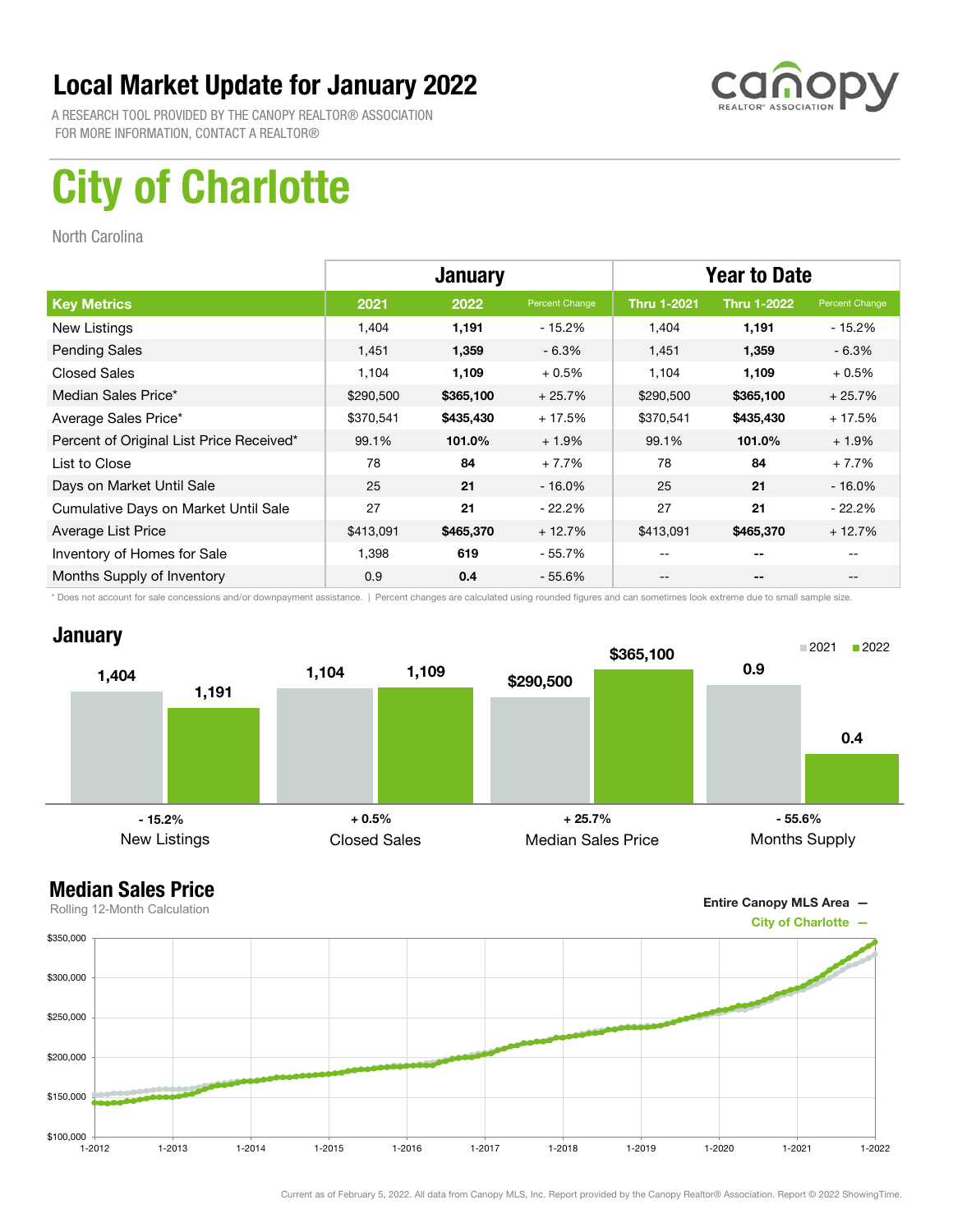# Local Market Update for January 2022

A RESEARCH TOOL PROVIDED BY THE CANOPY REALTOR® ASSOCIATION
FOR MORE INFORMATION, CONTACT A REALTOR®

# City of Charlotte

North Carolina

| | January | | | Year to Date | | |
|---|---|---|---|---|---|---|
| **Key Metrics** | **2021** | **2022** | **Percent Change** | **Thru 1-2021** | **Thru 1-2022** | **Percent Change** |
| New Listings | 1,404 | **1,191** | - 15.2% | 1,404 | **1,191** | - 15.2% |
| Pending Sales | 1,451 | **1,359** | - 6.3% | 1,451 | **1,359** | - 6.3% |
| Closed Sales | 1,104 | **1,109** | + 0.5% | 1,104 | **1,109** | + 0.5% |
| Median Sales Price* | $290,500 | **$365,100** | + 25.7% | $290,500 | **$365,100** | + 25.7% |
| Average Sales Price* | $370,541 | **$435,430** | + 17.5% | $370,541 | **$435,430** | + 17.5% |
| Percent of Original List Price Received* | 99.1% | **101.0%** | + 1.9% | 99.1% | **101.0%** | + 1.9% |
| List to Close | 78 | **84** | + 7.7% | 78 | **84** | + 7.7% |
| Days on Market Until Sale | 25 | **21** | - 16.0% | 25 | **21** | - 16.0% |
| Cumulative Days on Market Until Sale | 27 | **21** | - 22.2% | 27 | **21** | - 22.2% |
| Average List Price | $413,091 | **$465,370** | + 12.7% | $413,091 | **$465,370** | + 12.7% |
| Inventory of Homes for Sale | 1,398 | **619** | - 55.7% | -- | **--** | -- |
| Months Supply of Inventory | 0.9 | **0.4** | - 55.6% | -- | **--** | -- |

* Does not account for sale concessions and/or downpayment assistance. | Percent changes are calculated using rounded figures and can sometimes look extreme due to small sample size.

## January

| | 2021 | 2022 | Percent Change |
|---|---|---|---|
| New Listings | 1,404 | 1,191 | - 15.2% |
| Closed Sales | 1,104 | 1,109 | + 0.5% |
| Median Sales Price | $290,500 | $365,100 | + 25.7% |
| Months Supply | 0.9 | 0.4 | - 55.6% |

## Median Sales Price

Rolling 12-Month Calculation

Entire Canopy MLS Area —
City of Charlotte —

Current as of February 5, 2022. All data from Canopy MLS, Inc. Report provided by the Canopy Realtor® Association. Report © 2022 ShowingTime.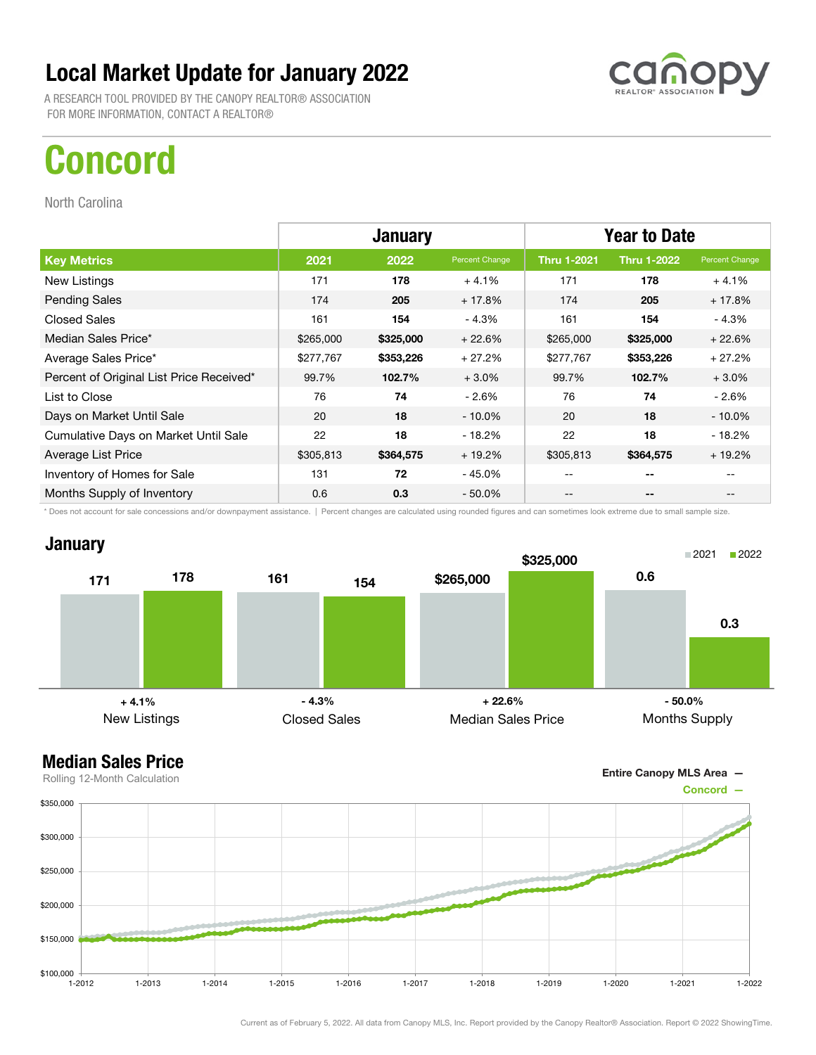# Local Market Update for January 2022

A RESEARCH TOOL PROVIDED BY THE CANOPY REALTOR® ASSOCIATION
FOR MORE INFORMATION, CONTACT A REALTOR®

# Concord

North Carolina

| | January | | | Year to Date | | |
|---|---|---|---|---|---|---|
| **Key Metrics** | **2021** | **2022** | **Percent Change** | **Thru 1-2021** | **Thru 1-2022** | **Percent Change** |
| New Listings | 171 | **178** | + 4.1% | 171 | **178** | + 4.1% |
| Pending Sales | 174 | **205** | + 17.8% | 174 | **205** | + 17.8% |
| Closed Sales | 161 | **154** | - 4.3% | 161 | **154** | - 4.3% |
| Median Sales Price* | $265,000 | **$325,000** | + 22.6% | $265,000 | **$325,000** | + 22.6% |
| Average Sales Price* | $277,767 | **$353,226** | + 27.2% | $277,767 | **$353,226** | + 27.2% |
| Percent of Original List Price Received* | 99.7% | **102.7%** | + 3.0% | 99.7% | **102.7%** | + 3.0% |
| List to Close | 76 | **74** | - 2.6% | 76 | **74** | - 2.6% |
| Days on Market Until Sale | 20 | **18** | - 10.0% | 20 | **18** | - 10.0% |
| Cumulative Days on Market Until Sale | 22 | **18** | - 18.2% | 22 | **18** | - 18.2% |
| Average List Price | $305,813 | **$364,575** | + 19.2% | $305,813 | **$364,575** | + 19.2% |
| Inventory of Homes for Sale | 131 | **72** | - 45.0% | -- | **--** | -- |
| Months Supply of Inventory | 0.6 | **0.3** | - 50.0% | -- | **--** | -- |

\* Does not account for sale concessions and/or downpayment assistance. | Percent changes are calculated using rounded figures and can sometimes look extreme due to small sample size.

## January

| | 2021 | 2022 | Change |
|---|---|---|---|
| New Listings | 171 | 178 | + 4.1% |
| Closed Sales | 161 | 154 | - 4.3% |
| Median Sales Price | $265,000 | $325,000 | + 22.6% |
| Months Supply | 0.6 | 0.3 | - 50.0% |

## Median Sales Price

Rolling 12-Month Calculation

Entire Canopy MLS Area —
Concord —

Current as of February 5, 2022. All data from Canopy MLS, Inc. Report provided by the Canopy Realtor® Association. Report © 2022 ShowingTime.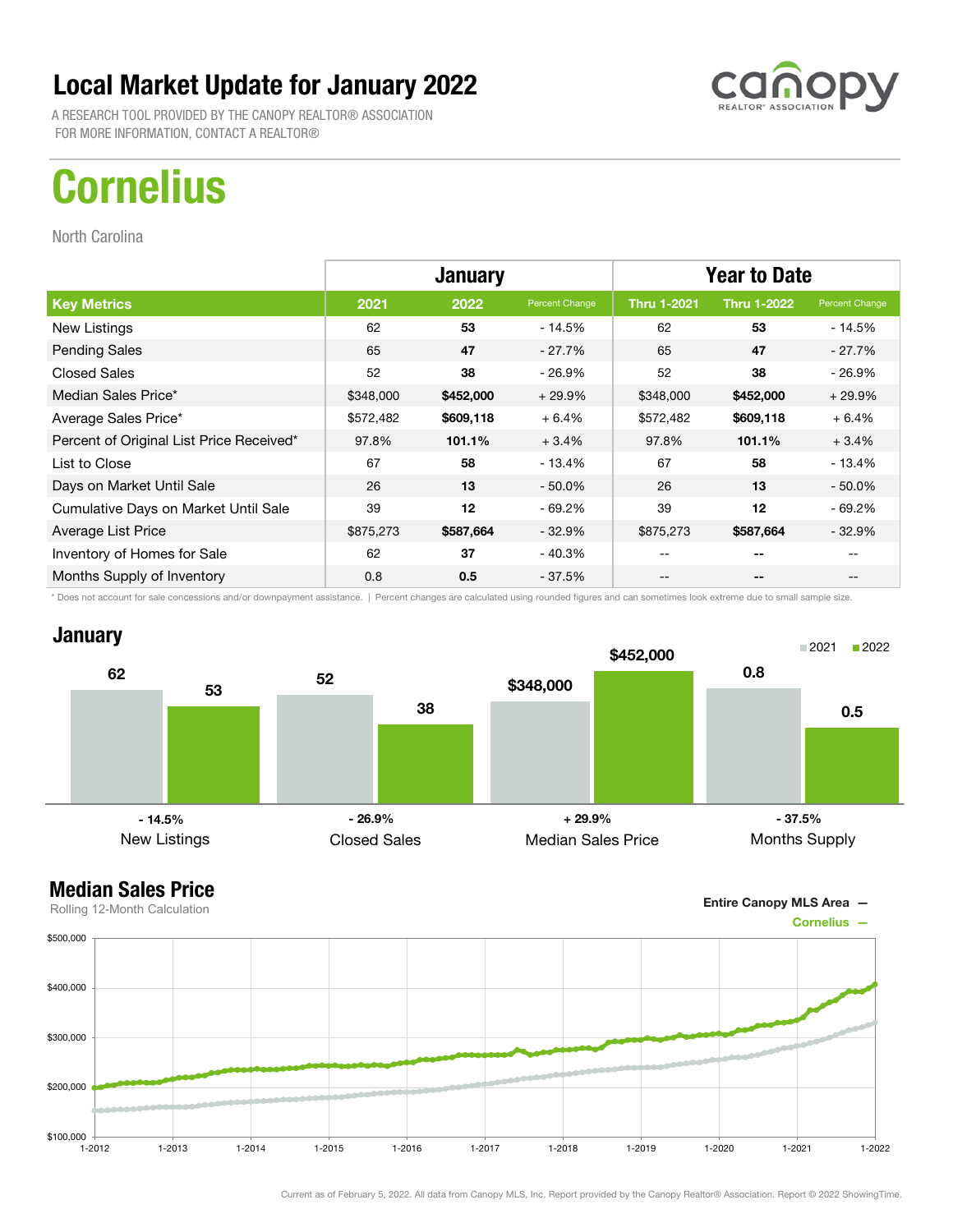# Local Market Update for January 2022

A RESEARCH TOOL PROVIDED BY THE CANOPY REALTOR® ASSOCIATION
FOR MORE INFORMATION, CONTACT A REALTOR®

# Cornelius

North Carolina

| | January | | | Year to Date | | |
|---|---|---|---|---|---|---|
| **Key Metrics** | **2021** | **2022** | **Percent Change** | **Thru 1-2021** | **Thru 1-2022** | **Percent Change** |
| New Listings | 62 | **53** | - 14.5% | 62 | **53** | - 14.5% |
| Pending Sales | 65 | **47** | - 27.7% | 65 | **47** | - 27.7% |
| Closed Sales | 52 | **38** | - 26.9% | 52 | **38** | - 26.9% |
| Median Sales Price* | $348,000 | **$452,000** | + 29.9% | $348,000 | **$452,000** | + 29.9% |
| Average Sales Price* | $572,482 | **$609,118** | + 6.4% | $572,482 | **$609,118** | + 6.4% |
| Percent of Original List Price Received* | 97.8% | **101.1%** | + 3.4% | 97.8% | **101.1%** | + 3.4% |
| List to Close | 67 | **58** | - 13.4% | 67 | **58** | - 13.4% |
| Days on Market Until Sale | 26 | **13** | - 50.0% | 26 | **13** | - 50.0% |
| Cumulative Days on Market Until Sale | 39 | **12** | - 69.2% | 39 | **12** | - 69.2% |
| Average List Price | $875,273 | **$587,664** | - 32.9% | $875,273 | **$587,664** | - 32.9% |
| Inventory of Homes for Sale | 62 | **37** | - 40.3% | -- | **--** | -- |
| Months Supply of Inventory | 0.8 | **0.5** | - 37.5% | -- | **--** | -- |

\* Does not account for sale concessions and/or downpayment assistance. | Percent changes are calculated using rounded figures and can sometimes look extreme due to small sample size.

## January

| | 2021 | 2022 | Change |
|---|---|---|---|
| New Listings | 62 | 53 | - 14.5% |
| Closed Sales | 52 | 38 | - 26.9% |
| Median Sales Price | $348,000 | $452,000 | + 29.9% |
| Months Supply | 0.8 | 0.5 | - 37.5% |

## Median Sales Price

Rolling 12-Month Calculation

Entire Canopy MLS Area —
Cornelius —

Current as of February 5, 2022. All data from Canopy MLS, Inc. Report provided by the Canopy Realtor® Association. Report © 2022 ShowingTime.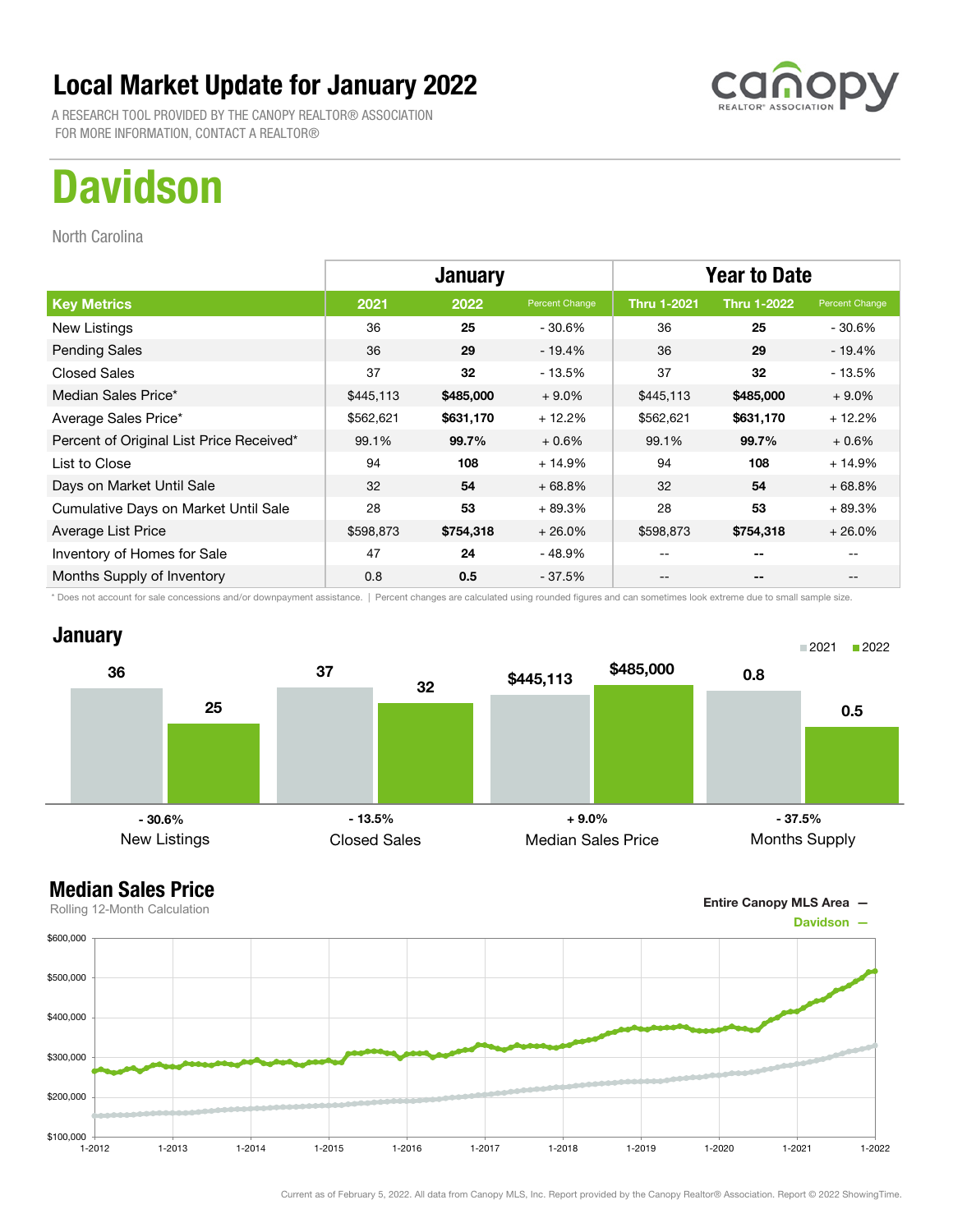# Local Market Update for January 2022

A RESEARCH TOOL PROVIDED BY THE CANOPY REALTOR® ASSOCIATION
FOR MORE INFORMATION, CONTACT A REALTOR®

# Davidson

North Carolina

| | January | | | Year to Date | | |
|---|---|---|---|---|---|---|
| **Key Metrics** | **2021** | **2022** | **Percent Change** | **Thru 1-2021** | **Thru 1-2022** | **Percent Change** |
| New Listings | 36 | **25** | - 30.6% | 36 | **25** | - 30.6% |
| Pending Sales | 36 | **29** | - 19.4% | 36 | **29** | - 19.4% |
| Closed Sales | 37 | **32** | - 13.5% | 37 | **32** | - 13.5% |
| Median Sales Price* | $445,113 | **$485,000** | + 9.0% | $445,113 | **$485,000** | + 9.0% |
| Average Sales Price* | $562,621 | **$631,170** | + 12.2% | $562,621 | **$631,170** | + 12.2% |
| Percent of Original List Price Received* | 99.1% | **99.7%** | + 0.6% | 99.1% | **99.7%** | + 0.6% |
| List to Close | 94 | **108** | + 14.9% | 94 | **108** | + 14.9% |
| Days on Market Until Sale | 32 | **54** | + 68.8% | 32 | **54** | + 68.8% |
| Cumulative Days on Market Until Sale | 28 | **53** | + 89.3% | 28 | **53** | + 89.3% |
| Average List Price | $598,873 | **$754,318** | + 26.0% | $598,873 | **$754,318** | + 26.0% |
| Inventory of Homes for Sale | 47 | **24** | - 48.9% | -- | **--** | -- |
| Months Supply of Inventory | 0.8 | **0.5** | - 37.5% | -- | **--** | -- |

\* Does not account for sale concessions and/or downpayment assistance. | Percent changes are calculated using rounded figures and can sometimes look extreme due to small sample size.

## January

| | 2021 | 2022 | Percent Change |
|---|---|---|---|
| New Listings | 36 | 25 | - 30.6% |
| Closed Sales | 37 | 32 | - 13.5% |
| Median Sales Price | $445,113 | $485,000 | + 9.0% |
| Months Supply | 0.8 | 0.5 | - 37.5% |

## Median Sales Price

Rolling 12-Month Calculation

Entire Canopy MLS Area —
Davidson —

Current as of February 5, 2022. All data from Canopy MLS, Inc. Report provided by the Canopy Realtor® Association. Report © 2022 ShowingTime.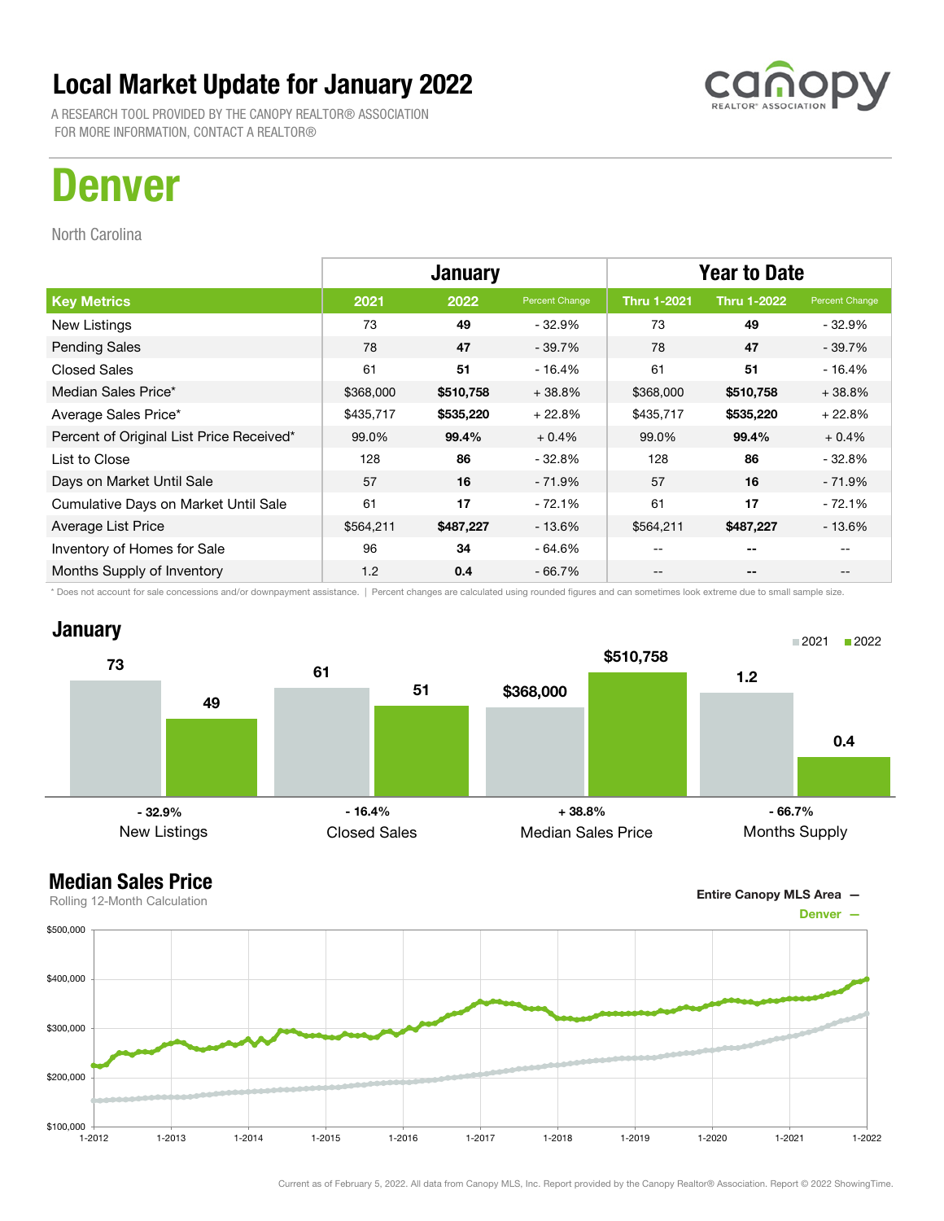# Local Market Update for January 2022

A RESEARCH TOOL PROVIDED BY THE CANOPY REALTOR® ASSOCIATION
FOR MORE INFORMATION, CONTACT A REALTOR®

# Denver

North Carolina

| | January | | | Year to Date | | |
|---|---|---|---|---|---|---|
| **Key Metrics** | **2021** | **2022** | **Percent Change** | **Thru 1-2021** | **Thru 1-2022** | **Percent Change** |
| New Listings | 73 | **49** | - 32.9% | 73 | **49** | - 32.9% |
| Pending Sales | 78 | **47** | - 39.7% | 78 | **47** | - 39.7% |
| Closed Sales | 61 | **51** | - 16.4% | 61 | **51** | - 16.4% |
| Median Sales Price* | $368,000 | **$510,758** | + 38.8% | $368,000 | **$510,758** | + 38.8% |
| Average Sales Price* | $435,717 | **$535,220** | + 22.8% | $435,717 | **$535,220** | + 22.8% |
| Percent of Original List Price Received* | 99.0% | **99.4%** | + 0.4% | 99.0% | **99.4%** | + 0.4% |
| List to Close | 128 | **86** | - 32.8% | 128 | **86** | - 32.8% |
| Days on Market Until Sale | 57 | **16** | - 71.9% | 57 | **16** | - 71.9% |
| Cumulative Days on Market Until Sale | 61 | **17** | - 72.1% | 61 | **17** | - 72.1% |
| Average List Price | $564,211 | **$487,227** | - 13.6% | $564,211 | **$487,227** | - 13.6% |
| Inventory of Homes for Sale | 96 | **34** | - 64.6% | -- | -- | -- |
| Months Supply of Inventory | 1.2 | **0.4** | - 66.7% | -- | -- | -- |

\* Does not account for sale concessions and/or downpayment assistance. | Percent changes are calculated using rounded figures and can sometimes look extreme due to small sample size.

## January

| | 2021 | 2022 | Change |
|---|---|---|---|
| New Listings | 73 | 49 | - 32.9% |
| Closed Sales | 61 | 51 | - 16.4% |
| Median Sales Price | $368,000 | $510,758 | + 38.8% |
| Months Supply | 1.2 | 0.4 | - 66.7% |

## Median Sales Price

Rolling 12-Month Calculation

Entire Canopy MLS Area —
Denver —

Current as of February 5, 2022. All data from Canopy MLS, Inc. Report provided by the Canopy Realtor® Association. Report © 2022 ShowingTime.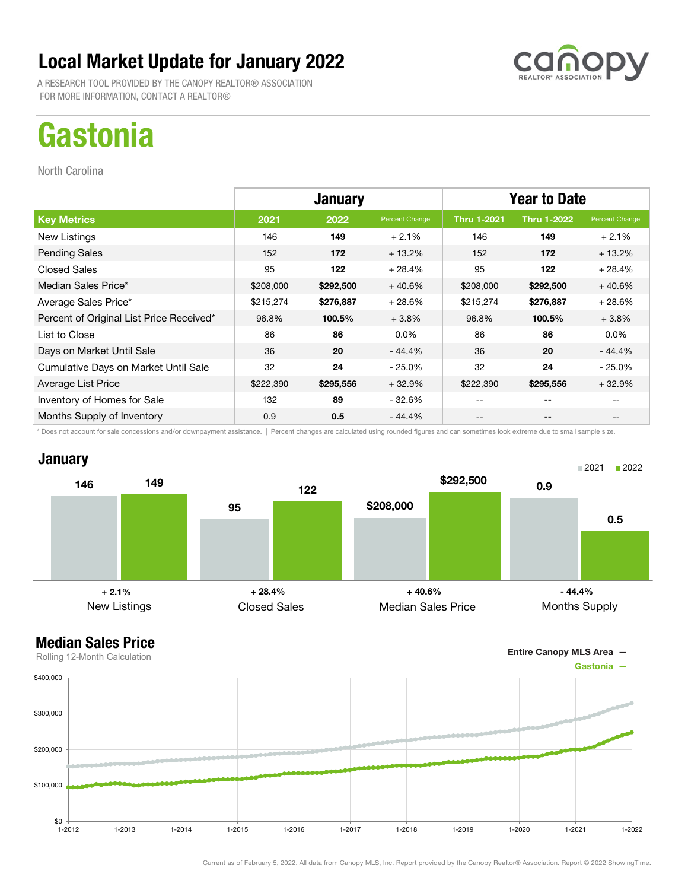# Local Market Update for January 2022

A RESEARCH TOOL PROVIDED BY THE CANOPY REALTOR® ASSOCIATION
FOR MORE INFORMATION, CONTACT A REALTOR®

## Gastonia

North Carolina

| Key Metrics | January 2021 | January 2022 | Percent Change | Thru 1-2021 | Thru 1-2022 | Percent Change |
|---|---|---|---|---|---|---|
| New Listings | 146 | **149** | + 2.1% | 146 | **149** | + 2.1% |
| Pending Sales | 152 | **172** | + 13.2% | 152 | **172** | + 13.2% |
| Closed Sales | 95 | **122** | + 28.4% | 95 | **122** | + 28.4% |
| Median Sales Price* | $208,000 | **$292,500** | + 40.6% | $208,000 | **$292,500** | + 40.6% |
| Average Sales Price* | $215,274 | **$276,887** | + 28.6% | $215,274 | **$276,887** | + 28.6% |
| Percent of Original List Price Received* | 96.8% | **100.5%** | + 3.8% | 96.8% | **100.5%** | + 3.8% |
| List to Close | 86 | **86** | 0.0% | 86 | **86** | 0.0% |
| Days on Market Until Sale | 36 | **20** | - 44.4% | 36 | **20** | - 44.4% |
| Cumulative Days on Market Until Sale | 32 | **24** | - 25.0% | 32 | **24** | - 25.0% |
| Average List Price | $222,390 | **$295,556** | + 32.9% | $222,390 | **$295,556** | + 32.9% |
| Inventory of Homes for Sale | 132 | **89** | - 32.6% | -- | -- | -- |
| Months Supply of Inventory | 0.9 | **0.5** | - 44.4% | -- | -- | -- |

\* Does not account for sale concessions and/or downpayment assistance. | Percent changes are calculated using rounded figures and can sometimes look extreme due to small sample size.

### January

| | 2021 | 2022 | Change |
|---|---|---|---|
| New Listings | 146 | 149 | + 2.1% |
| Closed Sales | 95 | 122 | + 28.4% |
| Median Sales Price | $208,000 | $292,500 | + 40.6% |
| Months Supply | 0.9 | 0.5 | - 44.4% |

### Median Sales Price

Rolling 12-Month Calculation

Entire Canopy MLS Area —
Gastonia —

Current as of February 5, 2022. All data from Canopy MLS, Inc. Report provided by the Canopy Realtor® Association. Report © 2022 ShowingTime.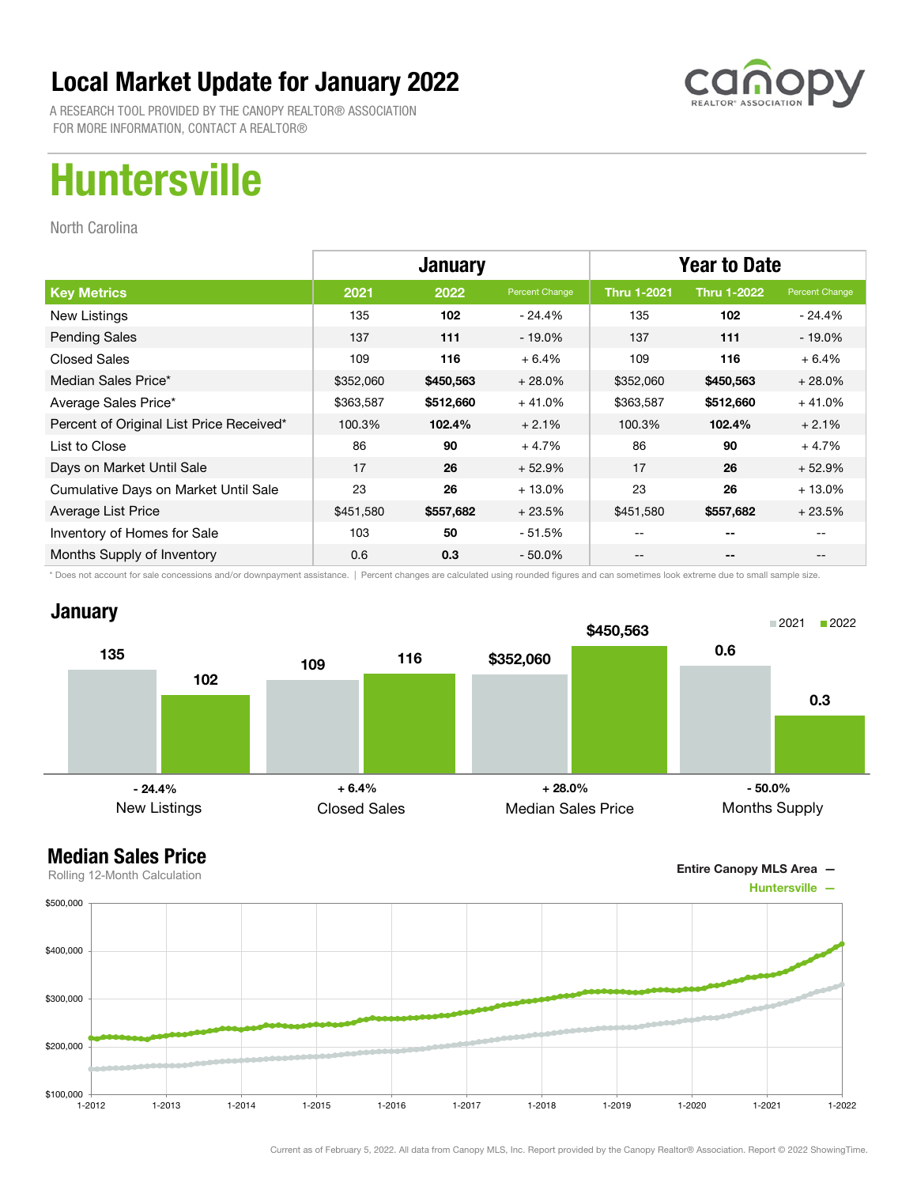# Local Market Update for January 2022

A RESEARCH TOOL PROVIDED BY THE CANOPY REALTOR® ASSOCIATION
FOR MORE INFORMATION, CONTACT A REALTOR®

# Huntersville

North Carolina

| | January | | | Year to Date | | |
|---|---|---|---|---|---|---|
| **Key Metrics** | **2021** | **2022** | **Percent Change** | **Thru 1-2021** | **Thru 1-2022** | **Percent Change** |
| New Listings | 135 | **102** | - 24.4% | 135 | **102** | - 24.4% |
| Pending Sales | 137 | **111** | - 19.0% | 137 | **111** | - 19.0% |
| Closed Sales | 109 | **116** | + 6.4% | 109 | **116** | + 6.4% |
| Median Sales Price* | $352,060 | **$450,563** | + 28.0% | $352,060 | **$450,563** | + 28.0% |
| Average Sales Price* | $363,587 | **$512,660** | + 41.0% | $363,587 | **$512,660** | + 41.0% |
| Percent of Original List Price Received* | 100.3% | **102.4%** | + 2.1% | 100.3% | **102.4%** | + 2.1% |
| List to Close | 86 | **90** | + 4.7% | 86 | **90** | + 4.7% |
| Days on Market Until Sale | 17 | **26** | + 52.9% | 17 | **26** | + 52.9% |
| Cumulative Days on Market Until Sale | 23 | **26** | + 13.0% | 23 | **26** | + 13.0% |
| Average List Price | $451,580 | **$557,682** | + 23.5% | $451,580 | **$557,682** | + 23.5% |
| Inventory of Homes for Sale | 103 | **50** | - 51.5% | -- | **--** | -- |
| Months Supply of Inventory | 0.6 | **0.3** | - 50.0% | -- | **--** | -- |

\* Does not account for sale concessions and/or downpayment assistance. | Percent changes are calculated using rounded figures and can sometimes look extreme due to small sample size.

## January

| | 2021 | 2022 | Change |
|---|---|---|---|
| New Listings | 135 | 102 | - 24.4% |
| Closed Sales | 109 | 116 | + 6.4% |
| Median Sales Price | $352,060 | $450,563 | + 28.0% |
| Months Supply | 0.6 | 0.3 | - 50.0% |

## Median Sales Price

Rolling 12-Month Calculation

Entire Canopy MLS Area —
Huntersville —

Current as of February 5, 2022. All data from Canopy MLS, Inc. Report provided by the Canopy Realtor® Association. Report © 2022 ShowingTime.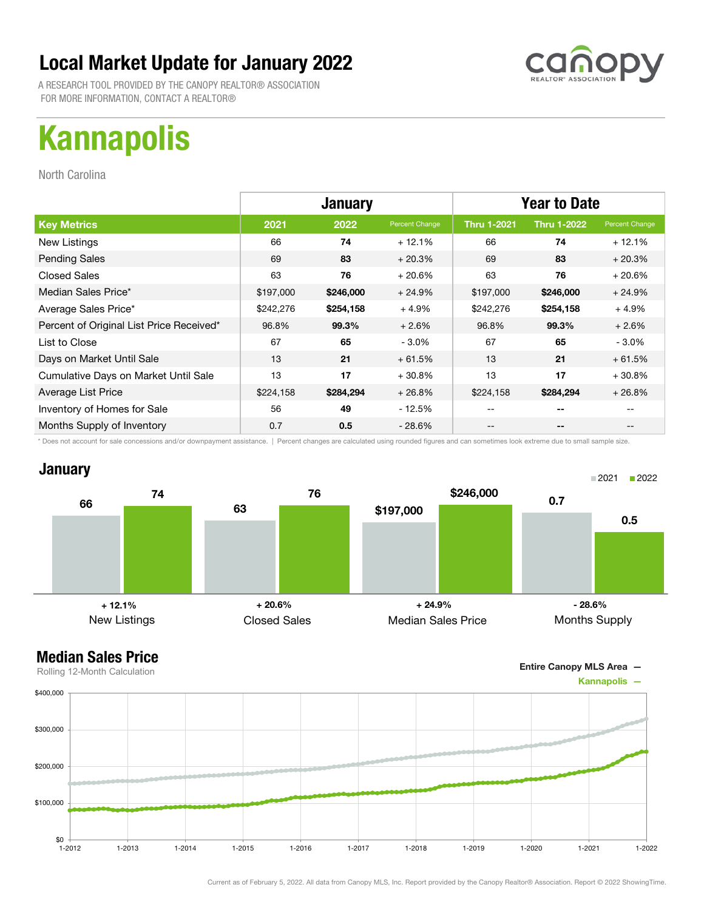# Local Market Update for January 2022

A RESEARCH TOOL PROVIDED BY THE CANOPY REALTOR® ASSOCIATION
FOR MORE INFORMATION, CONTACT A REALTOR®

canopy REALTOR® ASSOCIATION

# Kannapolis

North Carolina

| | January | | | Year to Date | | |
|---|---|---|---|---|---|---|
| **Key Metrics** | **2021** | **2022** | **Percent Change** | **Thru 1-2021** | **Thru 1-2022** | **Percent Change** |
| New Listings | 66 | **74** | + 12.1% | 66 | **74** | + 12.1% |
| Pending Sales | 69 | **83** | + 20.3% | 69 | **83** | + 20.3% |
| Closed Sales | 63 | **76** | + 20.6% | 63 | **76** | + 20.6% |
| Median Sales Price* | $197,000 | **$246,000** | + 24.9% | $197,000 | **$246,000** | + 24.9% |
| Average Sales Price* | $242,276 | **$254,158** | + 4.9% | $242,276 | **$254,158** | + 4.9% |
| Percent of Original List Price Received* | 96.8% | **99.3%** | + 2.6% | 96.8% | **99.3%** | + 2.6% |
| List to Close | 67 | **65** | - 3.0% | 67 | **65** | - 3.0% |
| Days on Market Until Sale | 13 | **21** | + 61.5% | 13 | **21** | + 61.5% |
| Cumulative Days on Market Until Sale | 13 | **17** | + 30.8% | 13 | **17** | + 30.8% |
| Average List Price | $224,158 | **$284,294** | + 26.8% | $224,158 | **$284,294** | + 26.8% |
| Inventory of Homes for Sale | 56 | **49** | - 12.5% | -- | **--** | -- |
| Months Supply of Inventory | 0.7 | **0.5** | - 28.6% | -- | **--** | -- |

\* Does not account for sale concessions and/or downpayment assistance. | Percent changes are calculated using rounded figures and can sometimes look extreme due to small sample size.

## January

| | 2021 | 2022 | Change |
|---|---|---|---|
| New Listings | 66 | 74 | + 12.1% |
| Closed Sales | 63 | 76 | + 20.6% |
| Median Sales Price | $197,000 | $246,000 | + 24.9% |
| Months Supply | 0.7 | 0.5 | - 28.6% |

## Median Sales Price

Rolling 12-Month Calculation

Entire Canopy MLS Area —
Kannapolis —

Current as of February 5, 2022. All data from Canopy MLS, Inc. Report provided by the Canopy Realtor® Association. Report © 2022 ShowingTime.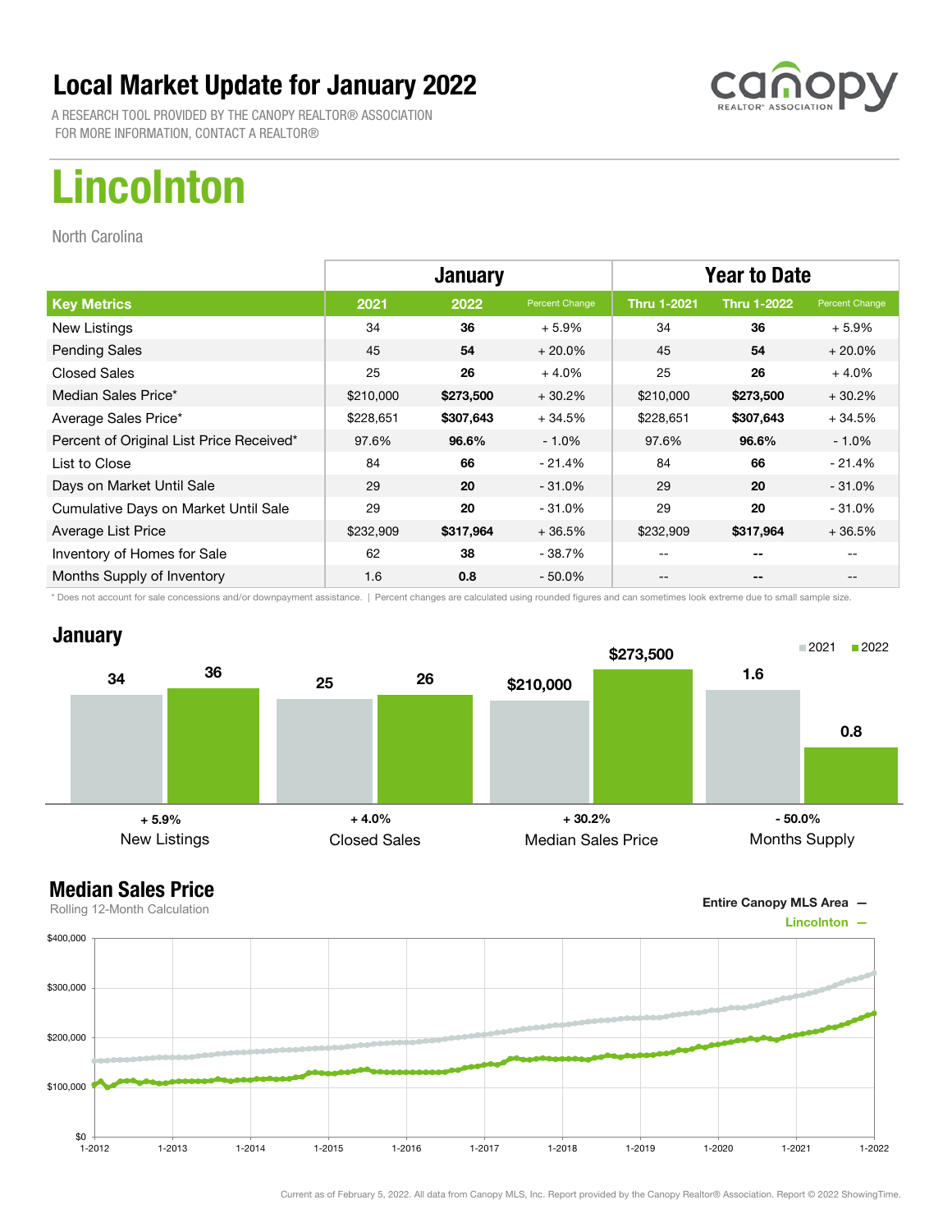# Local Market Update for January 2022

A RESEARCH TOOL PROVIDED BY THE CANOPY REALTOR® ASSOCIATION
FOR MORE INFORMATION, CONTACT A REALTOR®

# Lincolnton

North Carolina

| | January | | | Year to Date | | |
|---|---|---|---|---|---|---|
| **Key Metrics** | **2021** | **2022** | **Percent Change** | **Thru 1-2021** | **Thru 1-2022** | **Percent Change** |
| New Listings | 34 | **36** | + 5.9% | 34 | **36** | + 5.9% |
| Pending Sales | 45 | **54** | + 20.0% | 45 | **54** | + 20.0% |
| Closed Sales | 25 | **26** | + 4.0% | 25 | **26** | + 4.0% |
| Median Sales Price* | $210,000 | **$273,500** | + 30.2% | $210,000 | **$273,500** | + 30.2% |
| Average Sales Price* | $228,651 | **$307,643** | + 34.5% | $228,651 | **$307,643** | + 34.5% |
| Percent of Original List Price Received* | 97.6% | **96.6%** | - 1.0% | 97.6% | **96.6%** | - 1.0% |
| List to Close | 84 | **66** | - 21.4% | 84 | **66** | - 21.4% |
| Days on Market Until Sale | 29 | **20** | - 31.0% | 29 | **20** | - 31.0% |
| Cumulative Days on Market Until Sale | 29 | **20** | - 31.0% | 29 | **20** | - 31.0% |
| Average List Price | $232,909 | **$317,964** | + 36.5% | $232,909 | **$317,964** | + 36.5% |
| Inventory of Homes for Sale | 62 | **38** | - 38.7% | -- | **--** | -- |
| Months Supply of Inventory | 1.6 | **0.8** | - 50.0% | -- | **--** | -- |

* Does not account for sale concessions and/or downpayment assistance. | Percent changes are calculated using rounded figures and can sometimes look extreme due to small sample size.

## January

■ 2021 ■ 2022

| | 2021 | 2022 | Change |
|---|---|---|---|
| New Listings | 34 | 36 | + 5.9% |
| Closed Sales | 25 | 26 | + 4.0% |
| Median Sales Price | $210,000 | $273,500 | + 30.2% |
| Months Supply | 1.6 | 0.8 | - 50.0% |

## Median Sales Price

Rolling 12-Month Calculation

Entire Canopy MLS Area —
Lincolnton —

$400,000 | $300,000 | $200,000 | $100,000 | $0

1-2012 | 1-2013 | 1-2014 | 1-2015 | 1-2016 | 1-2017 | 1-2018 | 1-2019 | 1-2020 | 1-2021 | 1-2022

Current as of February 5, 2022. All data from Canopy MLS, Inc. Report provided by the Canopy Realtor® Association. Report © 2022 ShowingTime.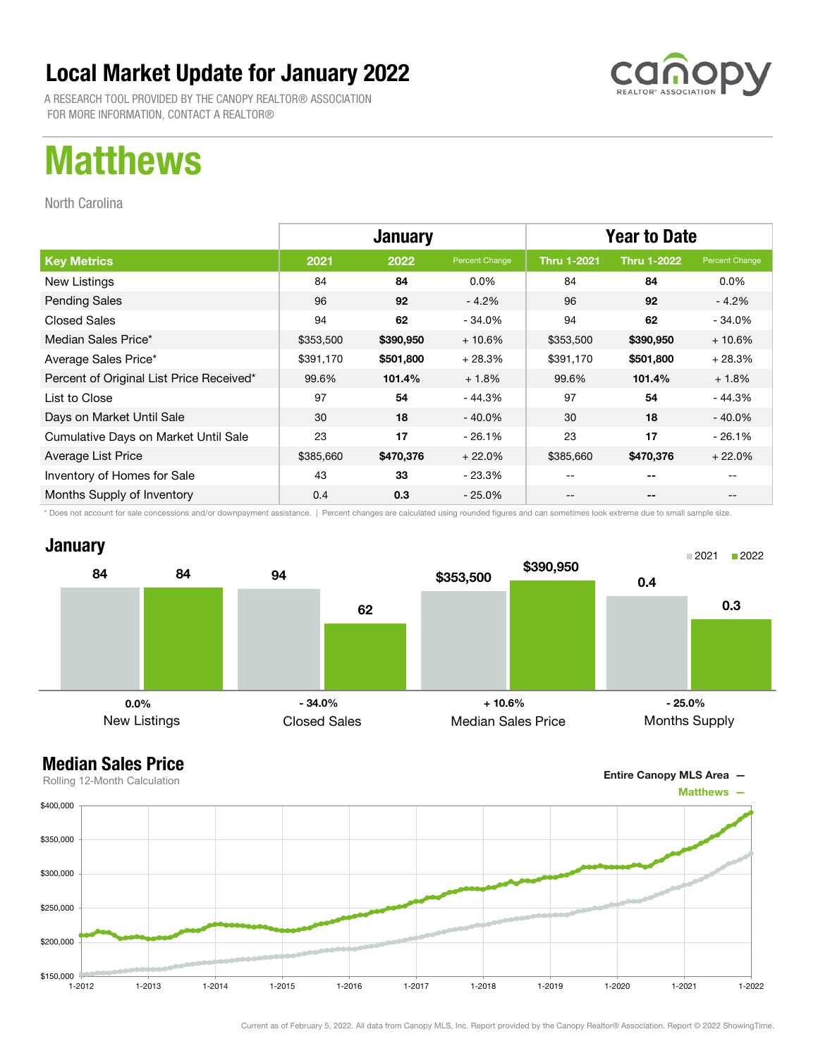# Local Market Update for January 2022

A RESEARCH TOOL PROVIDED BY THE CANOPY REALTOR® ASSOCIATION
FOR MORE INFORMATION, CONTACT A REALTOR®

# Matthews

North Carolina

| | January | | | Year to Date | | |
|---|---|---|---|---|---|---|
| **Key Metrics** | **2021** | **2022** | **Percent Change** | **Thru 1-2021** | **Thru 1-2022** | **Percent Change** |
| New Listings | 84 | **84** | 0.0% | 84 | **84** | 0.0% |
| Pending Sales | 96 | **92** | - 4.2% | 96 | **92** | - 4.2% |
| Closed Sales | 94 | **62** | - 34.0% | 94 | **62** | - 34.0% |
| Median Sales Price* | $353,500 | **$390,950** | + 10.6% | $353,500 | **$390,950** | + 10.6% |
| Average Sales Price* | $391,170 | **$501,800** | + 28.3% | $391,170 | **$501,800** | + 28.3% |
| Percent of Original List Price Received* | 99.6% | **101.4%** | + 1.8% | 99.6% | **101.4%** | + 1.8% |
| List to Close | 97 | **54** | - 44.3% | 97 | **54** | - 44.3% |
| Days on Market Until Sale | 30 | **18** | - 40.0% | 30 | **18** | - 40.0% |
| Cumulative Days on Market Until Sale | 23 | **17** | - 26.1% | 23 | **17** | - 26.1% |
| Average List Price | $385,660 | **$470,376** | + 22.0% | $385,660 | **$470,376** | + 22.0% |
| Inventory of Homes for Sale | 43 | **33** | - 23.3% | -- | **--** | -- |
| Months Supply of Inventory | 0.4 | **0.3** | - 25.0% | -- | **--** | -- |

\* Does not account for sale concessions and/or downpayment assistance. | Percent changes are calculated using rounded figures and can sometimes look extreme due to small sample size.

## January

| | 2021 | 2022 | Change |
|---|---|---|---|
| New Listings | 84 | 84 | 0.0% |
| Closed Sales | 94 | 62 | - 34.0% |
| Median Sales Price | $353,500 | $390,950 | + 10.6% |
| Months Supply | 0.4 | 0.3 | - 25.0% |

## Median Sales Price

Rolling 12-Month Calculation

Entire Canopy MLS Area —
Matthews —

Current as of February 5, 2022. All data from Canopy MLS, Inc. Report provided by the Canopy Realtor® Association. Report © 2022 ShowingTime.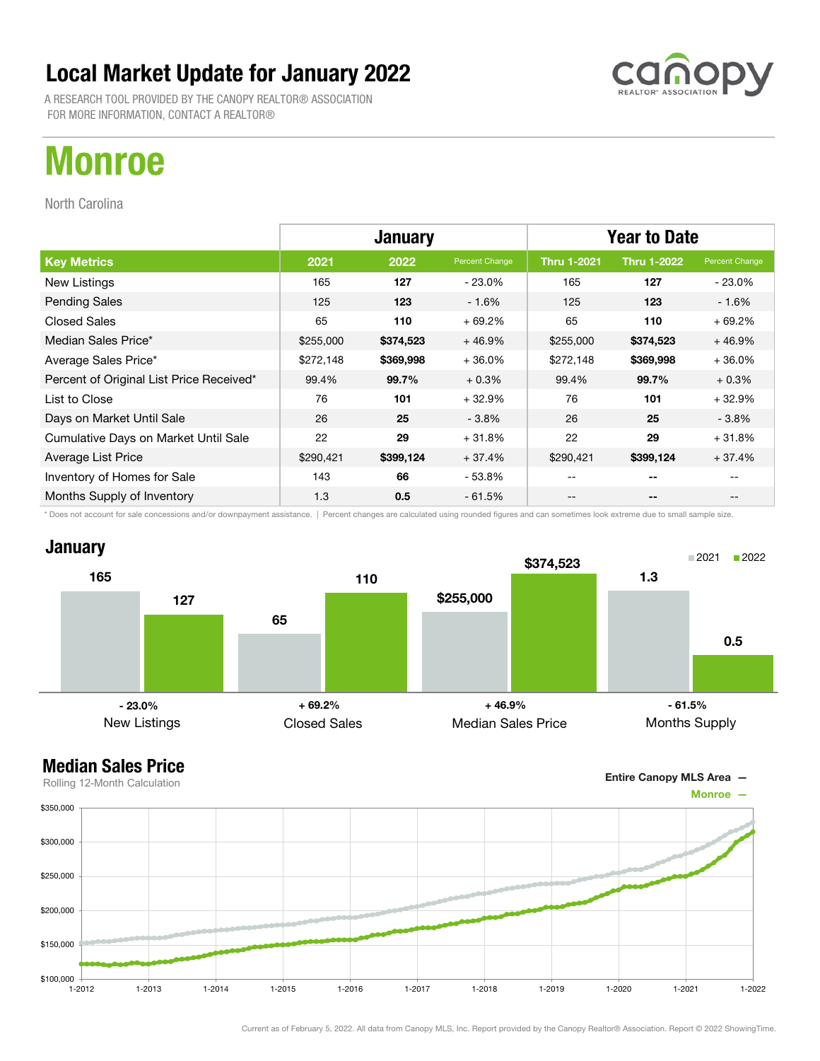# Local Market Update for January 2022

A RESEARCH TOOL PROVIDED BY THE CANOPY REALTOR® ASSOCIATION
FOR MORE INFORMATION, CONTACT A REALTOR®

# Monroe

North Carolina

| | January | | | Year to Date | | |
|---|---|---|---|---|---|---|
| **Key Metrics** | **2021** | **2022** | **Percent Change** | **Thru 1-2021** | **Thru 1-2022** | **Percent Change** |
| New Listings | 165 | **127** | - 23.0% | 165 | **127** | - 23.0% |
| Pending Sales | 125 | **123** | - 1.6% | 125 | **123** | - 1.6% |
| Closed Sales | 65 | **110** | + 69.2% | 65 | **110** | + 69.2% |
| Median Sales Price* | $255,000 | **$374,523** | + 46.9% | $255,000 | **$374,523** | + 46.9% |
| Average Sales Price* | $272,148 | **$369,998** | + 36.0% | $272,148 | **$369,998** | + 36.0% |
| Percent of Original List Price Received* | 99.4% | **99.7%** | + 0.3% | 99.4% | **99.7%** | + 0.3% |
| List to Close | 76 | **101** | + 32.9% | 76 | **101** | + 32.9% |
| Days on Market Until Sale | 26 | **25** | - 3.8% | 26 | **25** | - 3.8% |
| Cumulative Days on Market Until Sale | 22 | **29** | + 31.8% | 22 | **29** | + 31.8% |
| Average List Price | $290,421 | **$399,124** | + 37.4% | $290,421 | **$399,124** | + 37.4% |
| Inventory of Homes for Sale | 143 | **66** | - 53.8% | -- | **--** | -- |
| Months Supply of Inventory | 1.3 | **0.5** | - 61.5% | -- | **--** | -- |

\* Does not account for sale concessions and/or downpayment assistance. | Percent changes are calculated using rounded figures and can sometimes look extreme due to small sample size.

## January

| | 2021 | 2022 | Change |
|---|---|---|---|
| New Listings | 165 | 127 | - 23.0% |
| Closed Sales | 65 | 110 | + 69.2% |
| Median Sales Price | $255,000 | $374,523 | + 46.9% |
| Months Supply | 1.3 | 0.5 | - 61.5% |

## Median Sales Price

Rolling 12-Month Calculation

Entire Canopy MLS Area —
Monroe —

Current as of February 5, 2022. All data from Canopy MLS, Inc. Report provided by the Canopy Realtor® Association. Report © 2022 ShowingTime.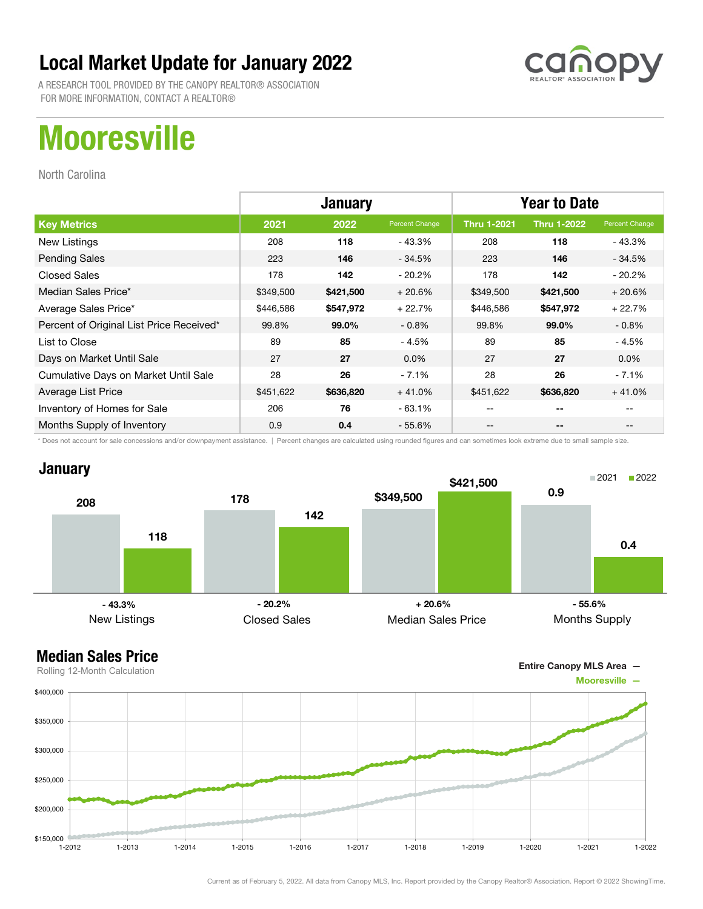# Local Market Update for January 2022

A RESEARCH TOOL PROVIDED BY THE CANOPY REALTOR® ASSOCIATION
FOR MORE INFORMATION, CONTACT A REALTOR®

# Mooresville

North Carolina

| | January | | | Year to Date | | |
|---|---|---|---|---|---|---|
| **Key Metrics** | **2021** | **2022** | **Percent Change** | **Thru 1-2021** | **Thru 1-2022** | **Percent Change** |
| New Listings | 208 | **118** | - 43.3% | 208 | **118** | - 43.3% |
| Pending Sales | 223 | **146** | - 34.5% | 223 | **146** | - 34.5% |
| Closed Sales | 178 | **142** | - 20.2% | 178 | **142** | - 20.2% |
| Median Sales Price* | $349,500 | **$421,500** | + 20.6% | $349,500 | **$421,500** | + 20.6% |
| Average Sales Price* | $446,586 | **$547,972** | + 22.7% | $446,586 | **$547,972** | + 22.7% |
| Percent of Original List Price Received* | 99.8% | **99.0%** | - 0.8% | 99.8% | **99.0%** | - 0.8% |
| List to Close | 89 | **85** | - 4.5% | 89 | **85** | - 4.5% |
| Days on Market Until Sale | 27 | **27** | 0.0% | 27 | **27** | 0.0% |
| Cumulative Days on Market Until Sale | 28 | **26** | - 7.1% | 28 | **26** | - 7.1% |
| Average List Price | $451,622 | **$636,820** | + 41.0% | $451,622 | **$636,820** | + 41.0% |
| Inventory of Homes for Sale | 206 | **76** | - 63.1% | -- | -- | -- |
| Months Supply of Inventory | 0.9 | **0.4** | - 55.6% | -- | -- | -- |

\* Does not account for sale concessions and/or downpayment assistance. | Percent changes are calculated using rounded figures and can sometimes look extreme due to small sample size.

## January

| | 2021 | 2022 | Change |
|---|---|---|---|
| New Listings | 208 | 118 | - 43.3% |
| Closed Sales | 178 | 142 | - 20.2% |
| Median Sales Price | $349,500 | $421,500 | + 20.6% |
| Months Supply | 0.9 | 0.4 | - 55.6% |

## Median Sales Price

Rolling 12-Month Calculation

Entire Canopy MLS Area —
Mooresville —

Current as of February 5, 2022. All data from Canopy MLS, Inc. Report provided by the Canopy Realtor® Association. Report © 2022 ShowingTime.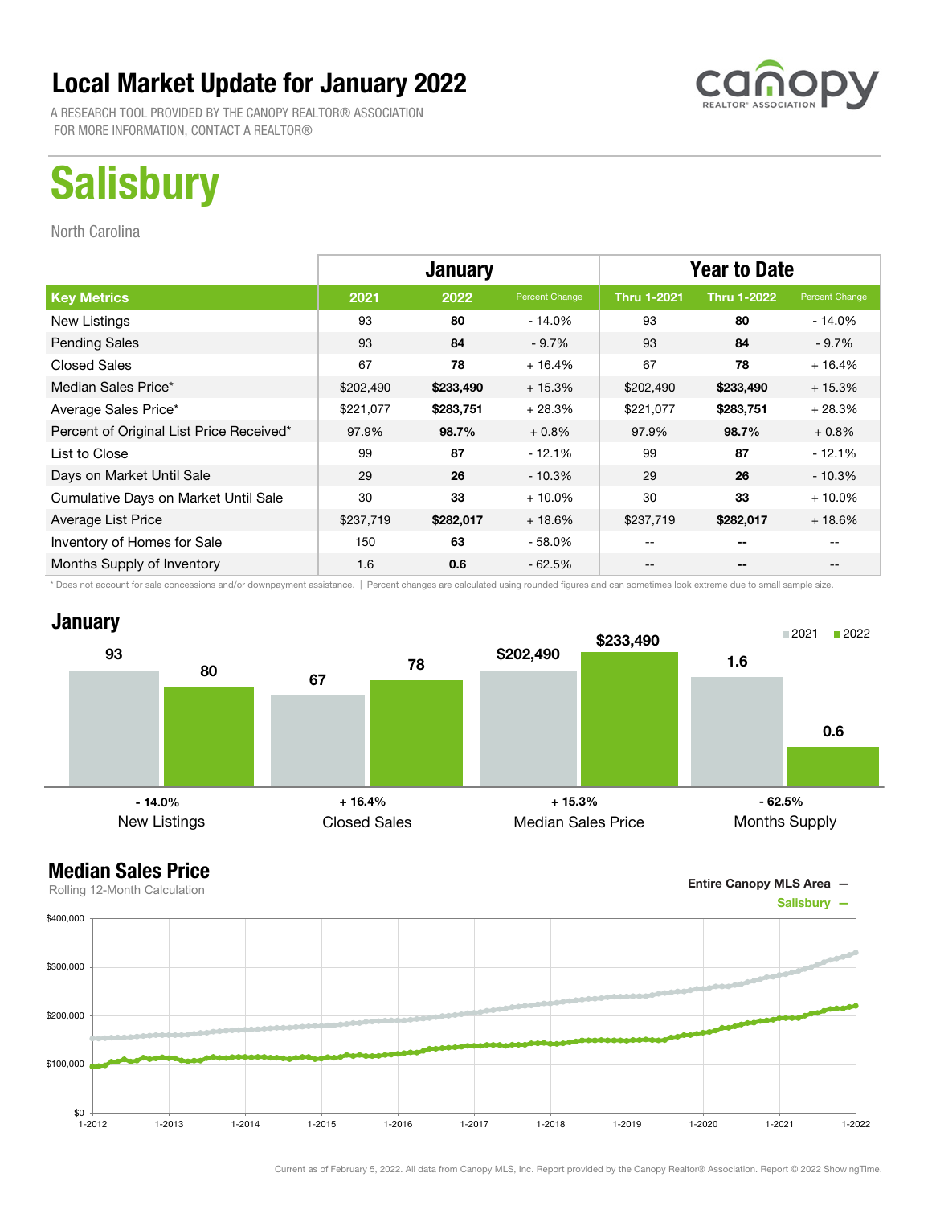# Local Market Update for January 2022

A RESEARCH TOOL PROVIDED BY THE CANOPY REALTOR® ASSOCIATION
FOR MORE INFORMATION, CONTACT A REALTOR®

# Salisbury

North Carolina

| | January | | | Year to Date | | |
|---|---|---|---|---|---|---|
| **Key Metrics** | **2021** | **2022** | **Percent Change** | **Thru 1-2021** | **Thru 1-2022** | **Percent Change** |
| New Listings | 93 | **80** | - 14.0% | 93 | **80** | - 14.0% |
| Pending Sales | 93 | **84** | - 9.7% | 93 | **84** | - 9.7% |
| Closed Sales | 67 | **78** | + 16.4% | 67 | **78** | + 16.4% |
| Median Sales Price* | $202,490 | **$233,490** | + 15.3% | $202,490 | **$233,490** | + 15.3% |
| Average Sales Price* | $221,077 | **$283,751** | + 28.3% | $221,077 | **$283,751** | + 28.3% |
| Percent of Original List Price Received* | 97.9% | **98.7%** | + 0.8% | 97.9% | **98.7%** | + 0.8% |
| List to Close | 99 | **87** | - 12.1% | 99 | **87** | - 12.1% |
| Days on Market Until Sale | 29 | **26** | - 10.3% | 29 | **26** | - 10.3% |
| Cumulative Days on Market Until Sale | 30 | **33** | + 10.0% | 30 | **33** | + 10.0% |
| Average List Price | $237,719 | **$282,017** | + 18.6% | $237,719 | **$282,017** | + 18.6% |
| Inventory of Homes for Sale | 150 | **63** | - 58.0% | -- | **--** | -- |
| Months Supply of Inventory | 1.6 | **0.6** | - 62.5% | -- | **--** | -- |

\* Does not account for sale concessions and/or downpayment assistance. | Percent changes are calculated using rounded figures and can sometimes look extreme due to small sample size.

## January

| | 2021 | 2022 | Change |
|---|---|---|---|
| New Listings | 93 | 80 | - 14.0% |
| Closed Sales | 67 | 78 | + 16.4% |
| Median Sales Price | $202,490 | $233,490 | + 15.3% |
| Months Supply | 1.6 | 0.6 | - 62.5% |

## Median Sales Price

Rolling 12-Month Calculation

Entire Canopy MLS Area —
Salisbury —

Current as of February 5, 2022. All data from Canopy MLS, Inc. Report provided by the Canopy Realtor® Association. Report © 2022 ShowingTime.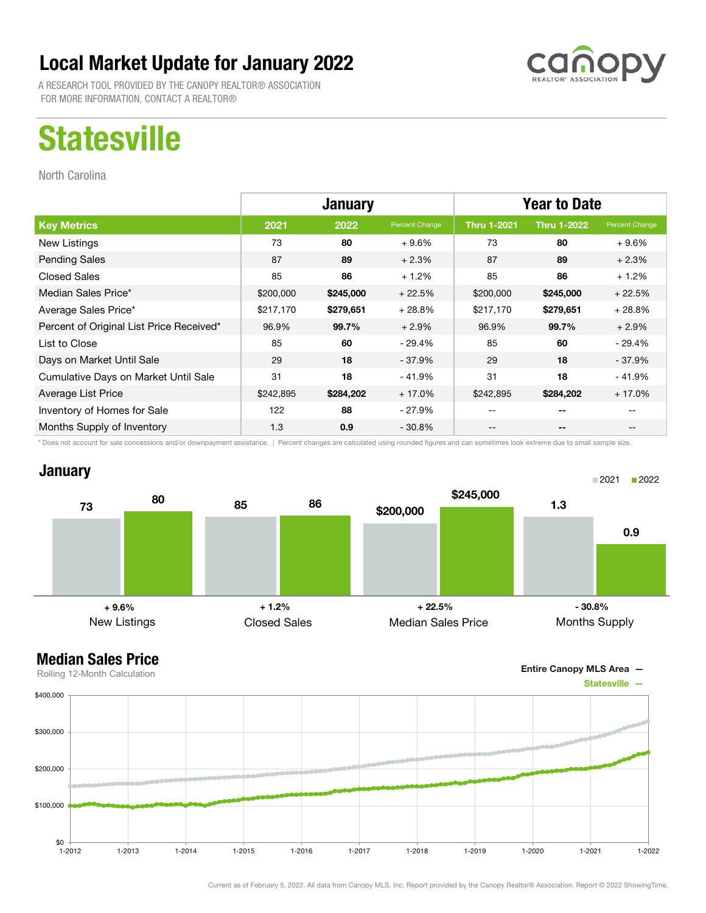# Local Market Update for January 2022

A RESEARCH TOOL PROVIDED BY THE CANOPY REALTOR® ASSOCIATION
FOR MORE INFORMATION, CONTACT A REALTOR®

# Statesville

North Carolina

| | January | | | Year to Date | | |
|---|---|---|---|---|---|---|
| **Key Metrics** | **2021** | **2022** | **Percent Change** | **Thru 1-2021** | **Thru 1-2022** | **Percent Change** |
| New Listings | 73 | **80** | + 9.6% | 73 | **80** | + 9.6% |
| Pending Sales | 87 | **89** | + 2.3% | 87 | **89** | + 2.3% |
| Closed Sales | 85 | **86** | + 1.2% | 85 | **86** | + 1.2% |
| Median Sales Price* | $200,000 | **$245,000** | + 22.5% | $200,000 | **$245,000** | + 22.5% |
| Average Sales Price* | $217,170 | **$279,651** | + 28.8% | $217,170 | **$279,651** | + 28.8% |
| Percent of Original List Price Received* | 96.9% | **99.7%** | + 2.9% | 96.9% | **99.7%** | + 2.9% |
| List to Close | 85 | **60** | - 29.4% | 85 | **60** | - 29.4% |
| Days on Market Until Sale | 29 | **18** | - 37.9% | 29 | **18** | - 37.9% |
| Cumulative Days on Market Until Sale | 31 | **18** | - 41.9% | 31 | **18** | - 41.9% |
| Average List Price | $242,895 | **$284,202** | + 17.0% | $242,895 | **$284,202** | + 17.0% |
| Inventory of Homes for Sale | 122 | **88** | - 27.9% | -- | **--** | -- |
| Months Supply of Inventory | 1.3 | **0.9** | - 30.8% | -- | **--** | -- |

\* Does not account for sale concessions and/or downpayment assistance. | Percent changes are calculated using rounded figures and can sometimes look extreme due to small sample size.

## January

| | 2021 | 2022 | Change |
|---|---|---|---|
| New Listings | 73 | 80 | + 9.6% |
| Closed Sales | 85 | 86 | + 1.2% |
| Median Sales Price | $200,000 | $245,000 | + 22.5% |
| Months Supply | 1.3 | 0.9 | - 30.8% |

## Median Sales Price

Rolling 12-Month Calculation

Entire Canopy MLS Area —
Statesville —

Current as of February 5, 2022. All data from Canopy MLS, Inc. Report provided by the Canopy Realtor® Association. Report © 2022 ShowingTime.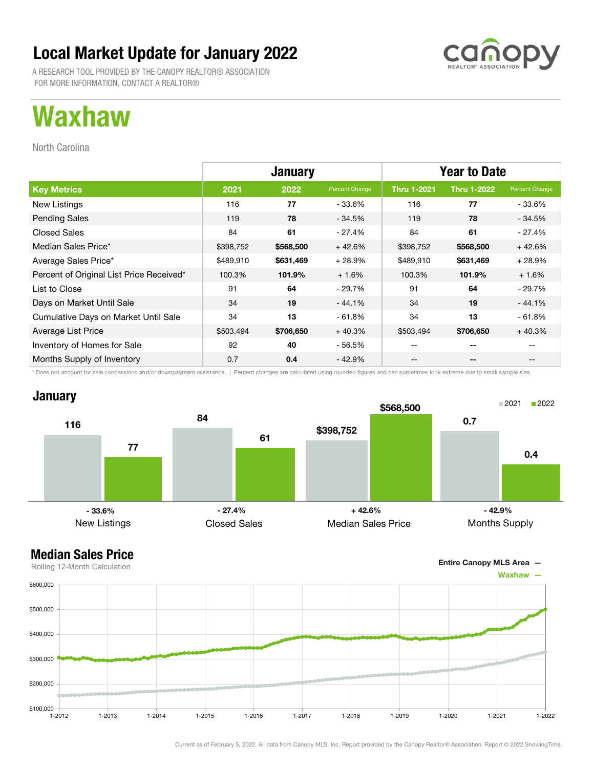# Local Market Update for January 2022

A RESEARCH TOOL PROVIDED BY THE CANOPY REALTOR® ASSOCIATION
FOR MORE INFORMATION, CONTACT A REALTOR®

canopy REALTOR® ASSOCIATION

# Waxhaw

North Carolina

| | January | | | Year to Date | | |
|---|---|---|---|---|---|---|
| **Key Metrics** | **2021** | **2022** | **Percent Change** | **Thru 1-2021** | **Thru 1-2022** | **Percent Change** |
| New Listings | 116 | **77** | - 33.6% | 116 | **77** | - 33.6% |
| Pending Sales | 119 | **78** | - 34.5% | 119 | **78** | - 34.5% |
| Closed Sales | 84 | **61** | - 27.4% | 84 | **61** | - 27.4% |
| Median Sales Price* | $398,752 | **$568,500** | + 42.6% | $398,752 | **$568,500** | + 42.6% |
| Average Sales Price* | $489,910 | **$631,469** | + 28.9% | $489,910 | **$631,469** | + 28.9% |
| Percent of Original List Price Received* | 100.3% | **101.9%** | + 1.6% | 100.3% | **101.9%** | + 1.6% |
| List to Close | 91 | **64** | - 29.7% | 91 | **64** | - 29.7% |
| Days on Market Until Sale | 34 | **19** | - 44.1% | 34 | **19** | - 44.1% |
| Cumulative Days on Market Until Sale | 34 | **13** | - 61.8% | 34 | **13** | - 61.8% |
| Average List Price | $503,494 | **$706,650** | + 40.3% | $503,494 | **$706,650** | + 40.3% |
| Inventory of Homes for Sale | 92 | **40** | - 56.5% | -- | **--** | -- |
| Months Supply of Inventory | 0.7 | **0.4** | - 42.9% | -- | **--** | -- |

\* Does not account for sale concessions and/or downpayment assistance. | Percent changes are calculated using rounded figures and can sometimes look extreme due to small sample size.

## January

| | 2021 | 2022 | Change |
|---|---|---|---|
| New Listings | 116 | 77 | - 33.6% |
| Closed Sales | 84 | 61 | - 27.4% |
| Median Sales Price | $398,752 | $568,500 | + 42.6% |
| Months Supply | 0.7 | 0.4 | - 42.9% |

## Median Sales Price

Rolling 12-Month Calculation

Entire Canopy MLS Area —
Waxhaw —

Current as of February 5, 2022. All data from Canopy MLS, Inc. Report provided by the Canopy Realtor® Association. Report © 2022 ShowingTime.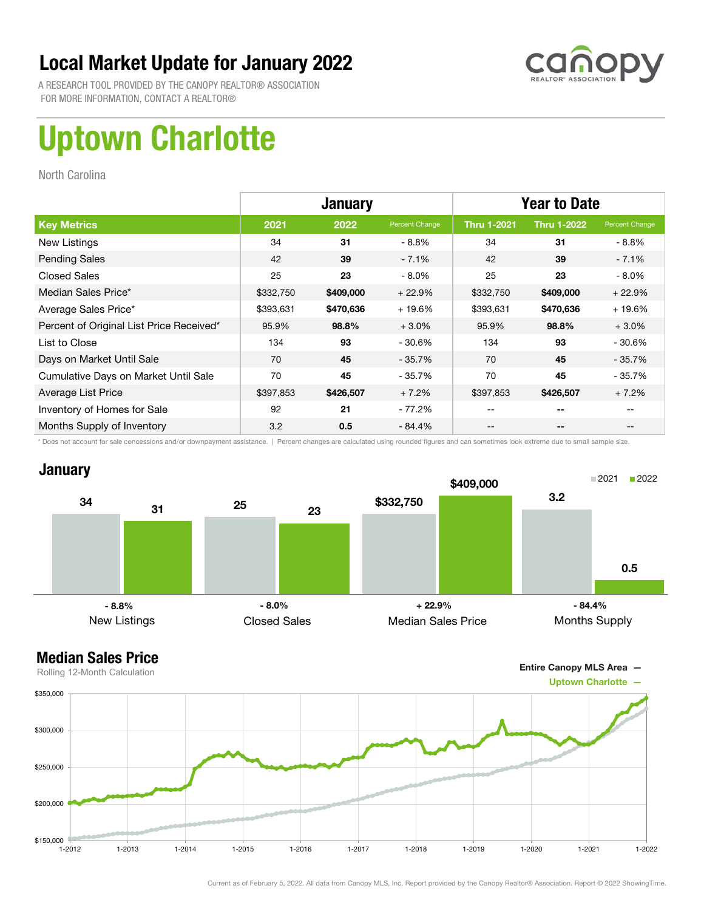# Local Market Update for January 2022

A RESEARCH TOOL PROVIDED BY THE CANOPY REALTOR® ASSOCIATION
FOR MORE INFORMATION, CONTACT A REALTOR®

# Uptown Charlotte

North Carolina

| | January | | | Year to Date | | |
|---|---|---|---|---|---|---|
| **Key Metrics** | **2021** | **2022** | **Percent Change** | **Thru 1-2021** | **Thru 1-2022** | **Percent Change** |
| New Listings | 34 | **31** | - 8.8% | 34 | **31** | - 8.8% |
| Pending Sales | 42 | **39** | - 7.1% | 42 | **39** | - 7.1% |
| Closed Sales | 25 | **23** | - 8.0% | 25 | **23** | - 8.0% |
| Median Sales Price* | $332,750 | **$409,000** | + 22.9% | $332,750 | **$409,000** | + 22.9% |
| Average Sales Price* | $393,631 | **$470,636** | + 19.6% | $393,631 | **$470,636** | + 19.6% |
| Percent of Original List Price Received* | 95.9% | **98.8%** | + 3.0% | 95.9% | **98.8%** | + 3.0% |
| List to Close | 134 | **93** | - 30.6% | 134 | **93** | - 30.6% |
| Days on Market Until Sale | 70 | **45** | - 35.7% | 70 | **45** | - 35.7% |
| Cumulative Days on Market Until Sale | 70 | **45** | - 35.7% | 70 | **45** | - 35.7% |
| Average List Price | $397,853 | **$426,507** | + 7.2% | $397,853 | **$426,507** | + 7.2% |
| Inventory of Homes for Sale | 92 | **21** | - 77.2% | -- | **--** | -- |
| Months Supply of Inventory | 3.2 | **0.5** | - 84.4% | -- | **--** | -- |

* Does not account for sale concessions and/or downpayment assistance. | Percent changes are calculated using rounded figures and can sometimes look extreme due to small sample size.

## January

| | 2021 | 2022 | Change |
|---|---|---|---|
| New Listings | 34 | 31 | - 8.8% |
| Closed Sales | 25 | 23 | - 8.0% |
| Median Sales Price | $332,750 | $409,000 | + 22.9% |
| Months Supply | 3.2 | 0.5 | - 84.4% |

## Median Sales Price

Rolling 12-Month Calculation

Entire Canopy MLS Area —
Uptown Charlotte —

Current as of February 5, 2022. All data from Canopy MLS, Inc. Report provided by the Canopy Realtor® Association. Report © 2022 ShowingTime.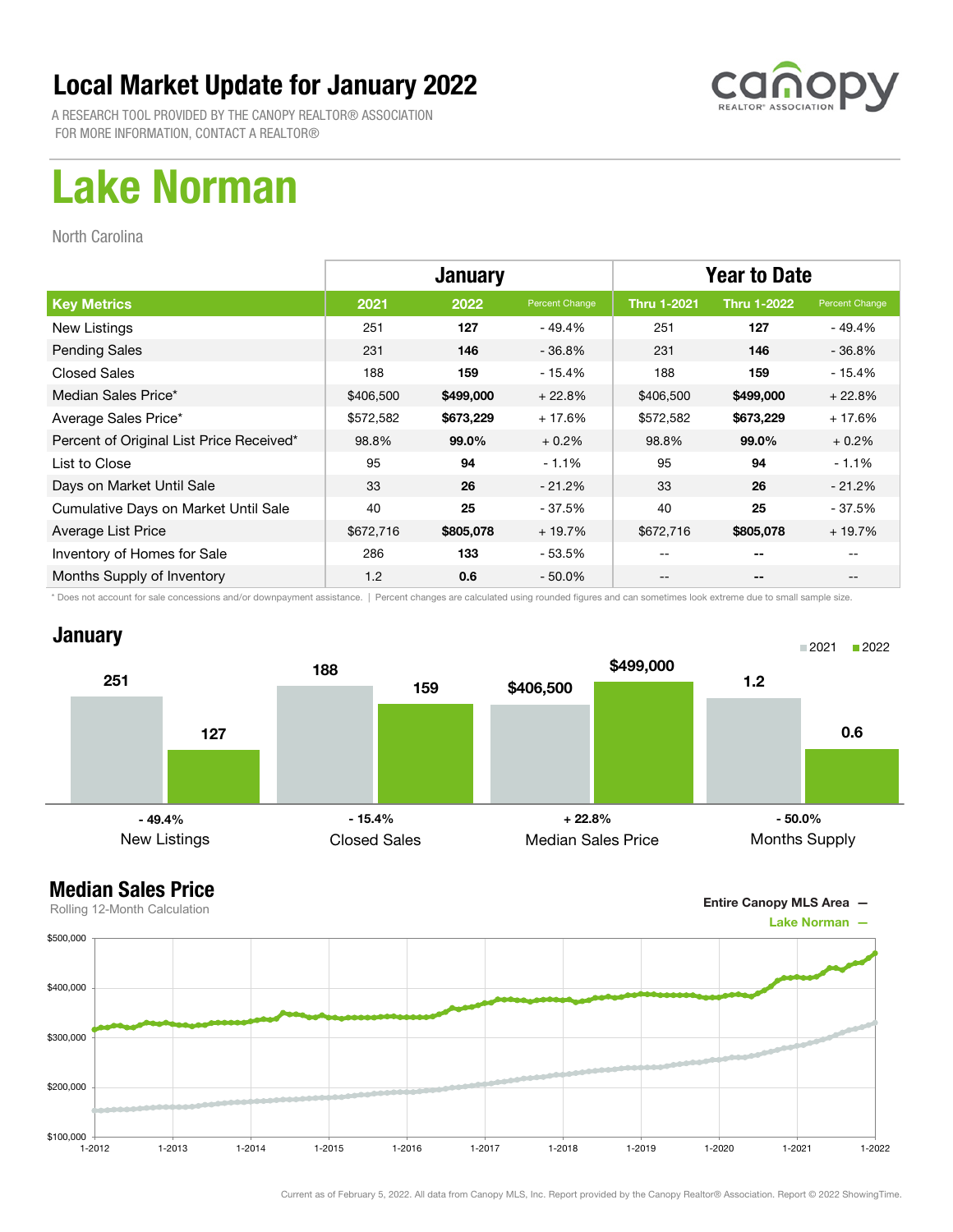# Local Market Update for January 2022

A RESEARCH TOOL PROVIDED BY THE CANOPY REALTOR® ASSOCIATION
FOR MORE INFORMATION, CONTACT A REALTOR®

# Lake Norman

North Carolina

| | January | | | Year to Date | | |
|---|---|---|---|---|---|---|
| **Key Metrics** | **2021** | **2022** | **Percent Change** | **Thru 1-2021** | **Thru 1-2022** | **Percent Change** |
| New Listings | 251 | **127** | - 49.4% | 251 | **127** | - 49.4% |
| Pending Sales | 231 | **146** | - 36.8% | 231 | **146** | - 36.8% |
| Closed Sales | 188 | **159** | - 15.4% | 188 | **159** | - 15.4% |
| Median Sales Price* | $406,500 | **$499,000** | + 22.8% | $406,500 | **$499,000** | + 22.8% |
| Average Sales Price* | $572,582 | **$673,229** | + 17.6% | $572,582 | **$673,229** | + 17.6% |
| Percent of Original List Price Received* | 98.8% | **99.0%** | + 0.2% | 98.8% | **99.0%** | + 0.2% |
| List to Close | 95 | **94** | - 1.1% | 95 | **94** | - 1.1% |
| Days on Market Until Sale | 33 | **26** | - 21.2% | 33 | **26** | - 21.2% |
| Cumulative Days on Market Until Sale | 40 | **25** | - 37.5% | 40 | **25** | - 37.5% |
| Average List Price | $672,716 | **$805,078** | + 19.7% | $672,716 | **$805,078** | + 19.7% |
| Inventory of Homes for Sale | 286 | **133** | - 53.5% | -- | **--** | -- |
| Months Supply of Inventory | 1.2 | **0.6** | - 50.0% | -- | **--** | -- |

* Does not account for sale concessions and/or downpayment assistance. | Percent changes are calculated using rounded figures and can sometimes look extreme due to small sample size.

## January

| | 2021 | 2022 | Percent Change |
|---|---|---|---|
| New Listings | 251 | 127 | - 49.4% |
| Closed Sales | 188 | 159 | - 15.4% |
| Median Sales Price | $406,500 | $499,000 | + 22.8% |
| Months Supply | 1.2 | 0.6 | - 50.0% |

## Median Sales Price

Rolling 12-Month Calculation

Entire Canopy MLS Area —
Lake Norman —

Current as of February 5, 2022. All data from Canopy MLS, Inc. Report provided by the Canopy Realtor® Association. Report © 2022 ShowingTime.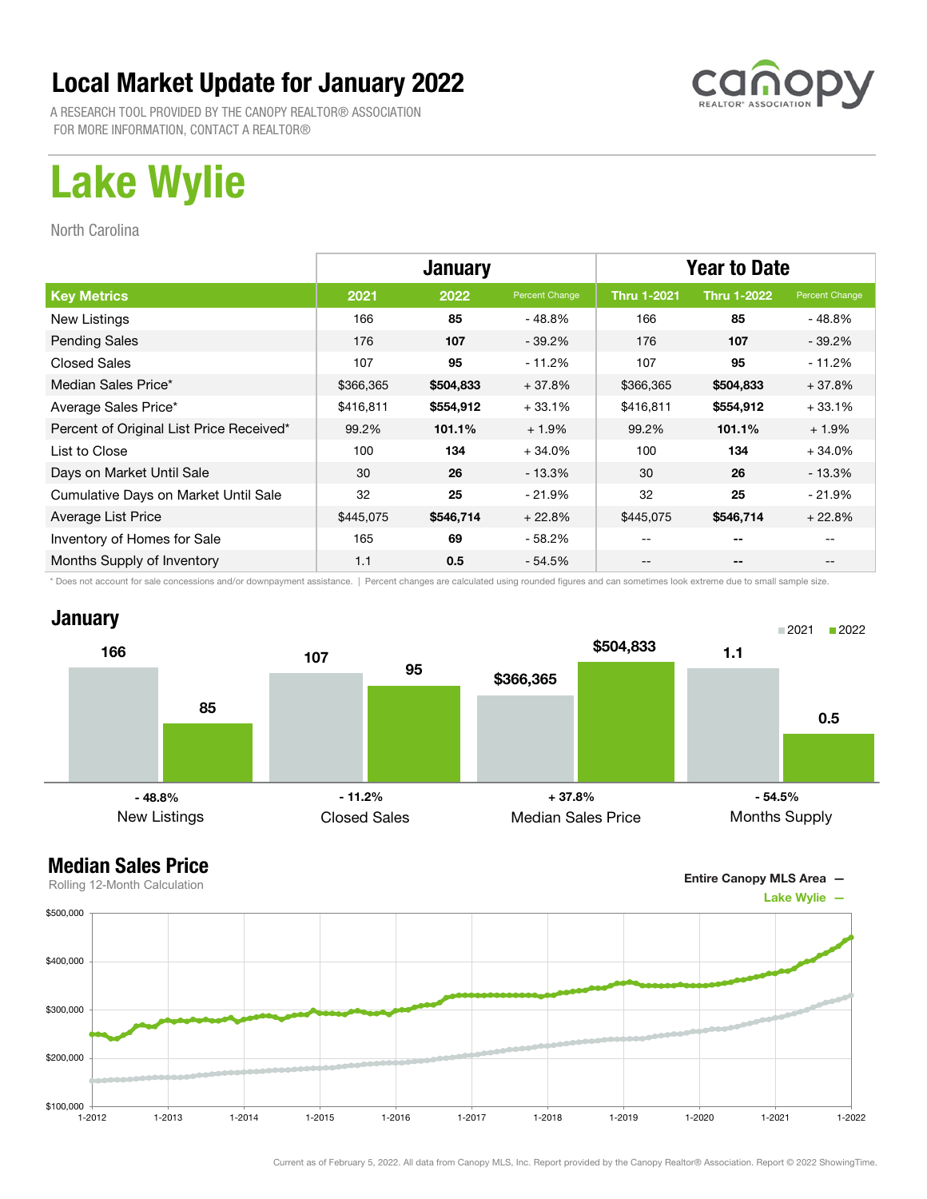# Local Market Update for January 2022

A RESEARCH TOOL PROVIDED BY THE CANOPY REALTOR® ASSOCIATION
FOR MORE INFORMATION, CONTACT A REALTOR®

# Lake Wylie

North Carolina

| | January | | | Year to Date | | |
|---|---|---|---|---|---|---|
| **Key Metrics** | **2021** | **2022** | **Percent Change** | **Thru 1-2021** | **Thru 1-2022** | **Percent Change** |
| New Listings | 166 | **85** | - 48.8% | 166 | **85** | - 48.8% |
| Pending Sales | 176 | **107** | - 39.2% | 176 | **107** | - 39.2% |
| Closed Sales | 107 | **95** | - 11.2% | 107 | **95** | - 11.2% |
| Median Sales Price* | $366,365 | **$504,833** | + 37.8% | $366,365 | **$504,833** | + 37.8% |
| Average Sales Price* | $416,811 | **$554,912** | + 33.1% | $416,811 | **$554,912** | + 33.1% |
| Percent of Original List Price Received* | 99.2% | **101.1%** | + 1.9% | 99.2% | **101.1%** | + 1.9% |
| List to Close | 100 | **134** | + 34.0% | 100 | **134** | + 34.0% |
| Days on Market Until Sale | 30 | **26** | - 13.3% | 30 | **26** | - 13.3% |
| Cumulative Days on Market Until Sale | 32 | **25** | - 21.9% | 32 | **25** | - 21.9% |
| Average List Price | $445,075 | **$546,714** | + 22.8% | $445,075 | **$546,714** | + 22.8% |
| Inventory of Homes for Sale | 165 | **69** | - 58.2% | -- | **--** | -- |
| Months Supply of Inventory | 1.1 | **0.5** | - 54.5% | -- | **--** | -- |

\* Does not account for sale concessions and/or downpayment assistance. | Percent changes are calculated using rounded figures and can sometimes look extreme due to small sample size.

## January

| | 2021 | 2022 | Change |
|---|---|---|---|
| New Listings | 166 | 85 | - 48.8% |
| Closed Sales | 107 | 95 | - 11.2% |
| Median Sales Price | $366,365 | $504,833 | + 37.8% |
| Months Supply | 1.1 | 0.5 | - 54.5% |

## Median Sales Price

Rolling 12-Month Calculation

Entire Canopy MLS Area —
Lake Wylie —

Current as of February 5, 2022. All data from Canopy MLS, Inc. Report provided by the Canopy Realtor® Association. Report © 2022 ShowingTime.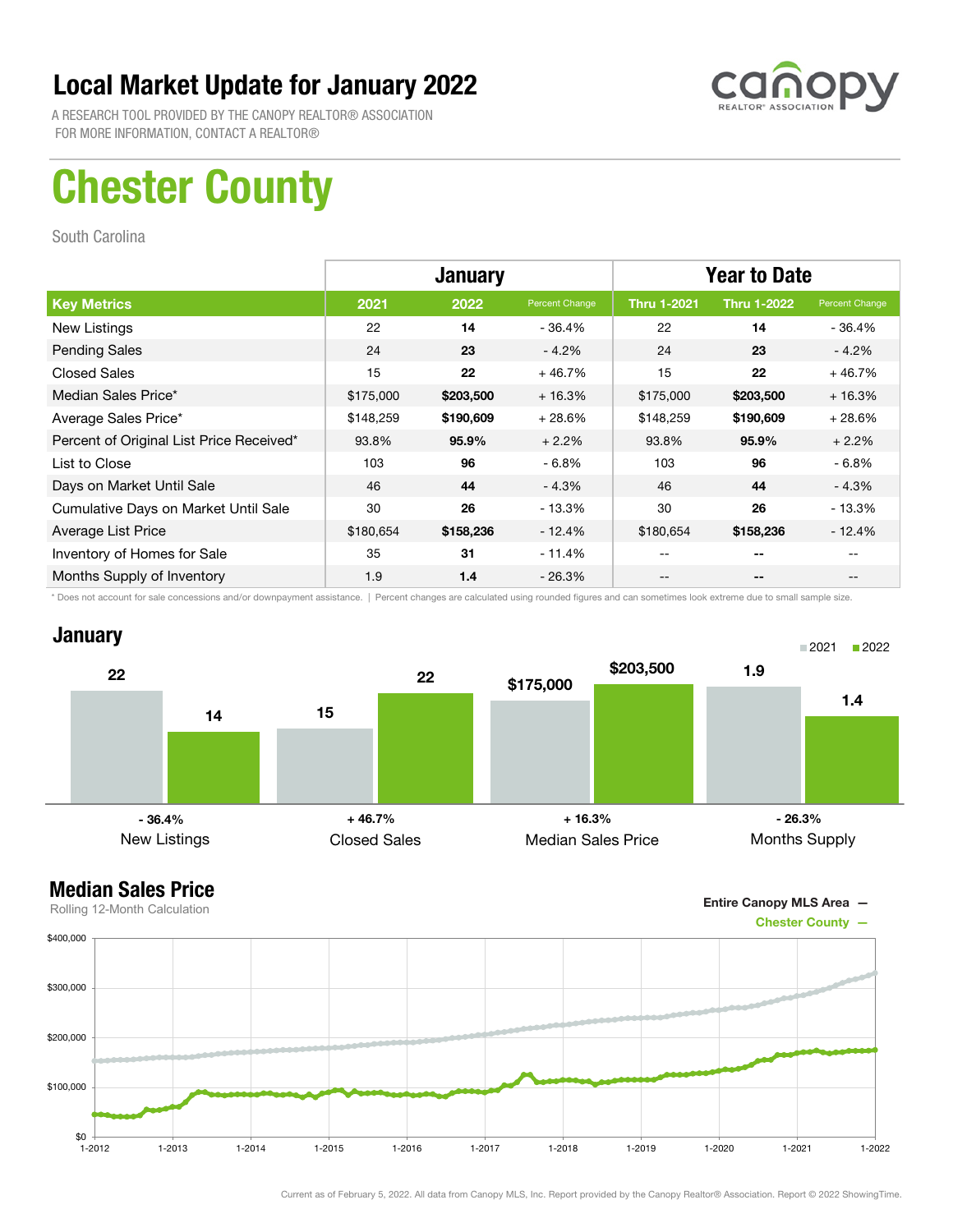# Local Market Update for January 2022

A RESEARCH TOOL PROVIDED BY THE CANOPY REALTOR® ASSOCIATION
FOR MORE INFORMATION, CONTACT A REALTOR®

canopy REALTOR® ASSOCIATION

# Chester County

South Carolina

| | January | | | Year to Date | | |
|---|---|---|---|---|---|---|
| **Key Metrics** | **2021** | **2022** | **Percent Change** | **Thru 1-2021** | **Thru 1-2022** | **Percent Change** |
| New Listings | 22 | **14** | - 36.4% | 22 | **14** | - 36.4% |
| Pending Sales | 24 | **23** | - 4.2% | 24 | **23** | - 4.2% |
| Closed Sales | 15 | **22** | + 46.7% | 15 | **22** | + 46.7% |
| Median Sales Price* | $175,000 | **$203,500** | + 16.3% | $175,000 | **$203,500** | + 16.3% |
| Average Sales Price* | $148,259 | **$190,609** | + 28.6% | $148,259 | **$190,609** | + 28.6% |
| Percent of Original List Price Received* | 93.8% | **95.9%** | + 2.2% | 93.8% | **95.9%** | + 2.2% |
| List to Close | 103 | **96** | - 6.8% | 103 | **96** | - 6.8% |
| Days on Market Until Sale | 46 | **44** | - 4.3% | 46 | **44** | - 4.3% |
| Cumulative Days on Market Until Sale | 30 | **26** | - 13.3% | 30 | **26** | - 13.3% |
| Average List Price | $180,654 | **$158,236** | - 12.4% | $180,654 | **$158,236** | - 12.4% |
| Inventory of Homes for Sale | 35 | **31** | - 11.4% | -- | **--** | -- |
| Months Supply of Inventory | 1.9 | **1.4** | - 26.3% | -- | **--** | -- |

\* Does not account for sale concessions and/or downpayment assistance. | Percent changes are calculated using rounded figures and can sometimes look extreme due to small sample size.

## January

| | 2021 | 2022 | Change |
|---|---|---|---|
| New Listings | 22 | 14 | - 36.4% |
| Closed Sales | 15 | 22 | + 46.7% |
| Median Sales Price | $175,000 | $203,500 | + 16.3% |
| Months Supply | 1.9 | 1.4 | - 26.3% |

## Median Sales Price

Rolling 12-Month Calculation

Entire Canopy MLS Area —
Chester County —

Current as of February 5, 2022. All data from Canopy MLS, Inc. Report provided by the Canopy Realtor® Association. Report © 2022 ShowingTime.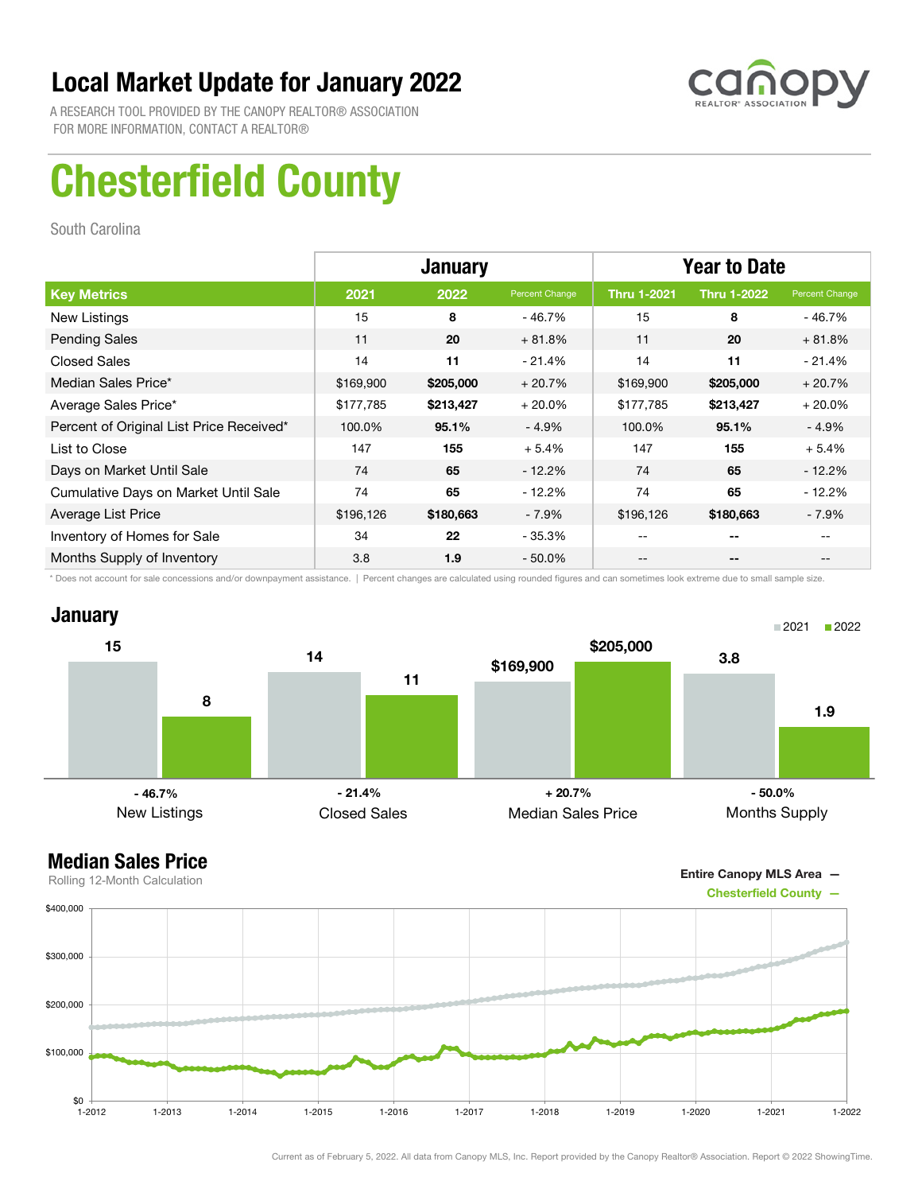# Local Market Update for January 2022

A RESEARCH TOOL PROVIDED BY THE CANOPY REALTOR® ASSOCIATION
FOR MORE INFORMATION, CONTACT A REALTOR®

# Chesterfield County

South Carolina

| | January | | | Year to Date | | |
|---|---|---|---|---|---|---|
| **Key Metrics** | **2021** | **2022** | **Percent Change** | **Thru 1-2021** | **Thru 1-2022** | **Percent Change** |
| New Listings | 15 | **8** | - 46.7% | 15 | **8** | - 46.7% |
| Pending Sales | 11 | **20** | + 81.8% | 11 | **20** | + 81.8% |
| Closed Sales | 14 | **11** | - 21.4% | 14 | **11** | - 21.4% |
| Median Sales Price* | $169,900 | **$205,000** | + 20.7% | $169,900 | **$205,000** | + 20.7% |
| Average Sales Price* | $177,785 | **$213,427** | + 20.0% | $177,785 | **$213,427** | + 20.0% |
| Percent of Original List Price Received* | 100.0% | **95.1%** | - 4.9% | 100.0% | **95.1%** | - 4.9% |
| List to Close | 147 | **155** | + 5.4% | 147 | **155** | + 5.4% |
| Days on Market Until Sale | 74 | **65** | - 12.2% | 74 | **65** | - 12.2% |
| Cumulative Days on Market Until Sale | 74 | **65** | - 12.2% | 74 | **65** | - 12.2% |
| Average List Price | $196,126 | **$180,663** | - 7.9% | $196,126 | **$180,663** | - 7.9% |
| Inventory of Homes for Sale | 34 | **22** | - 35.3% | -- | **--** | -- |
| Months Supply of Inventory | 3.8 | **1.9** | - 50.0% | -- | **--** | -- |

\* Does not account for sale concessions and/or downpayment assistance. | Percent changes are calculated using rounded figures and can sometimes look extreme due to small sample size.

## January

| | 2021 | 2022 | Change |
|---|---|---|---|
| New Listings | 15 | 8 | - 46.7% |
| Closed Sales | 14 | 11 | - 21.4% |
| Median Sales Price | $169,900 | $205,000 | + 20.7% |
| Months Supply | 3.8 | 1.9 | - 50.0% |

## Median Sales Price

Rolling 12-Month Calculation

Entire Canopy MLS Area —
Chesterfield County —

Current as of February 5, 2022. All data from Canopy MLS, Inc. Report provided by the Canopy Realtor® Association. Report © 2022 ShowingTime.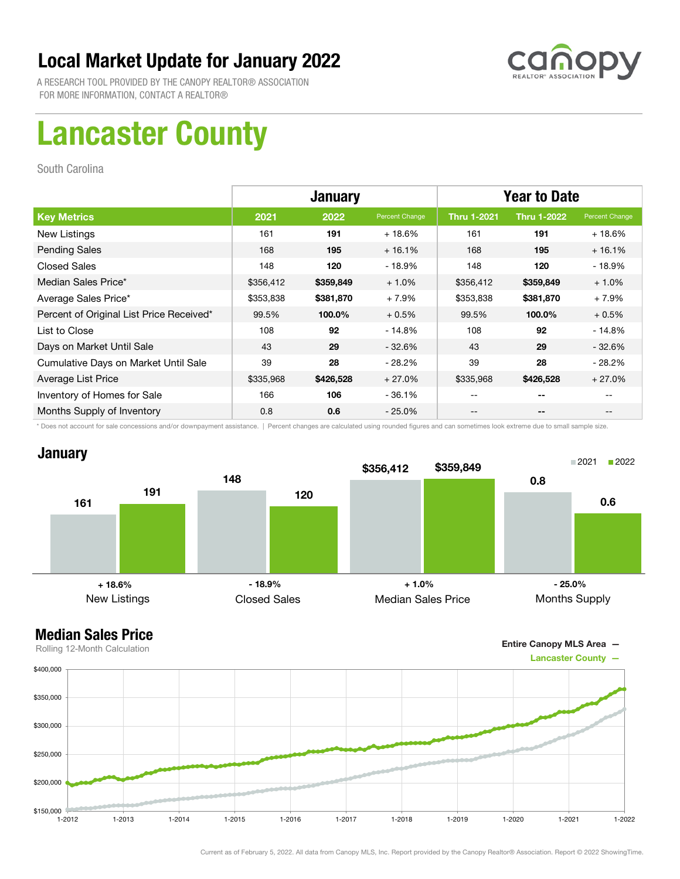# Local Market Update for January 2022

A RESEARCH TOOL PROVIDED BY THE CANOPY REALTOR® ASSOCIATION
FOR MORE INFORMATION, CONTACT A REALTOR®

# Lancaster County

South Carolina

| | January | | | Year to Date | | |
|---|---|---|---|---|---|---|
| **Key Metrics** | **2021** | **2022** | **Percent Change** | **Thru 1-2021** | **Thru 1-2022** | **Percent Change** |
| New Listings | 161 | **191** | + 18.6% | 161 | **191** | + 18.6% |
| Pending Sales | 168 | **195** | + 16.1% | 168 | **195** | + 16.1% |
| Closed Sales | 148 | **120** | - 18.9% | 148 | **120** | - 18.9% |
| Median Sales Price* | $356,412 | **$359,849** | + 1.0% | $356,412 | **$359,849** | + 1.0% |
| Average Sales Price* | $353,838 | **$381,870** | + 7.9% | $353,838 | **$381,870** | + 7.9% |
| Percent of Original List Price Received* | 99.5% | **100.0%** | + 0.5% | 99.5% | **100.0%** | + 0.5% |
| List to Close | 108 | **92** | - 14.8% | 108 | **92** | - 14.8% |
| Days on Market Until Sale | 43 | **29** | - 32.6% | 43 | **29** | - 32.6% |
| Cumulative Days on Market Until Sale | 39 | **28** | - 28.2% | 39 | **28** | - 28.2% |
| Average List Price | $335,968 | **$426,528** | + 27.0% | $335,968 | **$426,528** | + 27.0% |
| Inventory of Homes for Sale | 166 | **106** | - 36.1% | -- | **--** | -- |
| Months Supply of Inventory | 0.8 | **0.6** | - 25.0% | -- | **--** | -- |

\* Does not account for sale concessions and/or downpayment assistance. | Percent changes are calculated using rounded figures and can sometimes look extreme due to small sample size.

## January

| | 2021 | 2022 | Change |
|---|---|---|---|
| New Listings | 161 | 191 | + 18.6% |
| Closed Sales | 148 | 120 | - 18.9% |
| Median Sales Price | $356,412 | $359,849 | + 1.0% |
| Months Supply | 0.8 | 0.6 | - 25.0% |

## Median Sales Price

Rolling 12-Month Calculation

Entire Canopy MLS Area —
Lancaster County —

Current as of February 5, 2022. All data from Canopy MLS, Inc. Report provided by the Canopy Realtor® Association. Report © 2022 ShowingTime.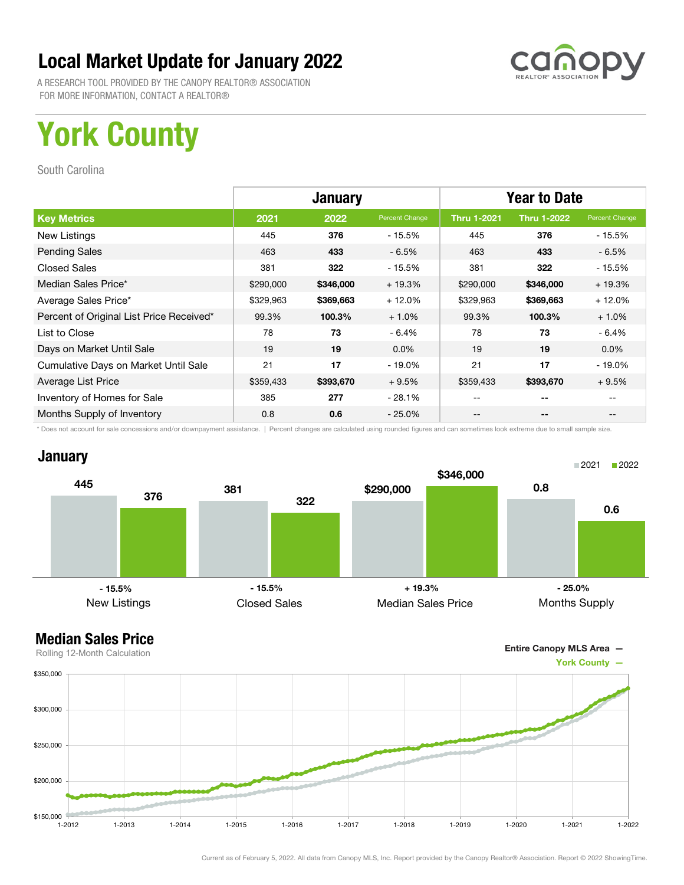# Local Market Update for January 2022

A RESEARCH TOOL PROVIDED BY THE CANOPY REALTOR® ASSOCIATION
FOR MORE INFORMATION, CONTACT A REALTOR®

# York County

South Carolina

| | January | | | Year to Date | | |
|---|---|---|---|---|---|---|
| **Key Metrics** | **2021** | **2022** | **Percent Change** | **Thru 1-2021** | **Thru 1-2022** | **Percent Change** |
| New Listings | 445 | **376** | - 15.5% | 445 | **376** | - 15.5% |
| Pending Sales | 463 | **433** | - 6.5% | 463 | **433** | - 6.5% |
| Closed Sales | 381 | **322** | - 15.5% | 381 | **322** | - 15.5% |
| Median Sales Price* | $290,000 | **$346,000** | + 19.3% | $290,000 | **$346,000** | + 19.3% |
| Average Sales Price* | $329,963 | **$369,663** | + 12.0% | $329,963 | **$369,663** | + 12.0% |
| Percent of Original List Price Received* | 99.3% | **100.3%** | + 1.0% | 99.3% | **100.3%** | + 1.0% |
| List to Close | 78 | **73** | - 6.4% | 78 | **73** | - 6.4% |
| Days on Market Until Sale | 19 | **19** | 0.0% | 19 | **19** | 0.0% |
| Cumulative Days on Market Until Sale | 21 | **17** | - 19.0% | 21 | **17** | - 19.0% |
| Average List Price | $359,433 | **$393,670** | + 9.5% | $359,433 | **$393,670** | + 9.5% |
| Inventory of Homes for Sale | 385 | **277** | - 28.1% | -- | **--** | -- |
| Months Supply of Inventory | 0.8 | **0.6** | - 25.0% | -- | **--** | -- |

\* Does not account for sale concessions and/or downpayment assistance. | Percent changes are calculated using rounded figures and can sometimes look extreme due to small sample size.

## January

| | 2021 | 2022 | Change |
|---|---|---|---|
| New Listings | 445 | 376 | - 15.5% |
| Closed Sales | 381 | 322 | - 15.5% |
| Median Sales Price | $290,000 | $346,000 | + 19.3% |
| Months Supply | 0.8 | 0.6 | - 25.0% |

## Median Sales Price

Rolling 12-Month Calculation

Entire Canopy MLS Area —
York County —

Current as of February 5, 2022. All data from Canopy MLS, Inc. Report provided by the Canopy Realtor® Association. Report © 2022 ShowingTime.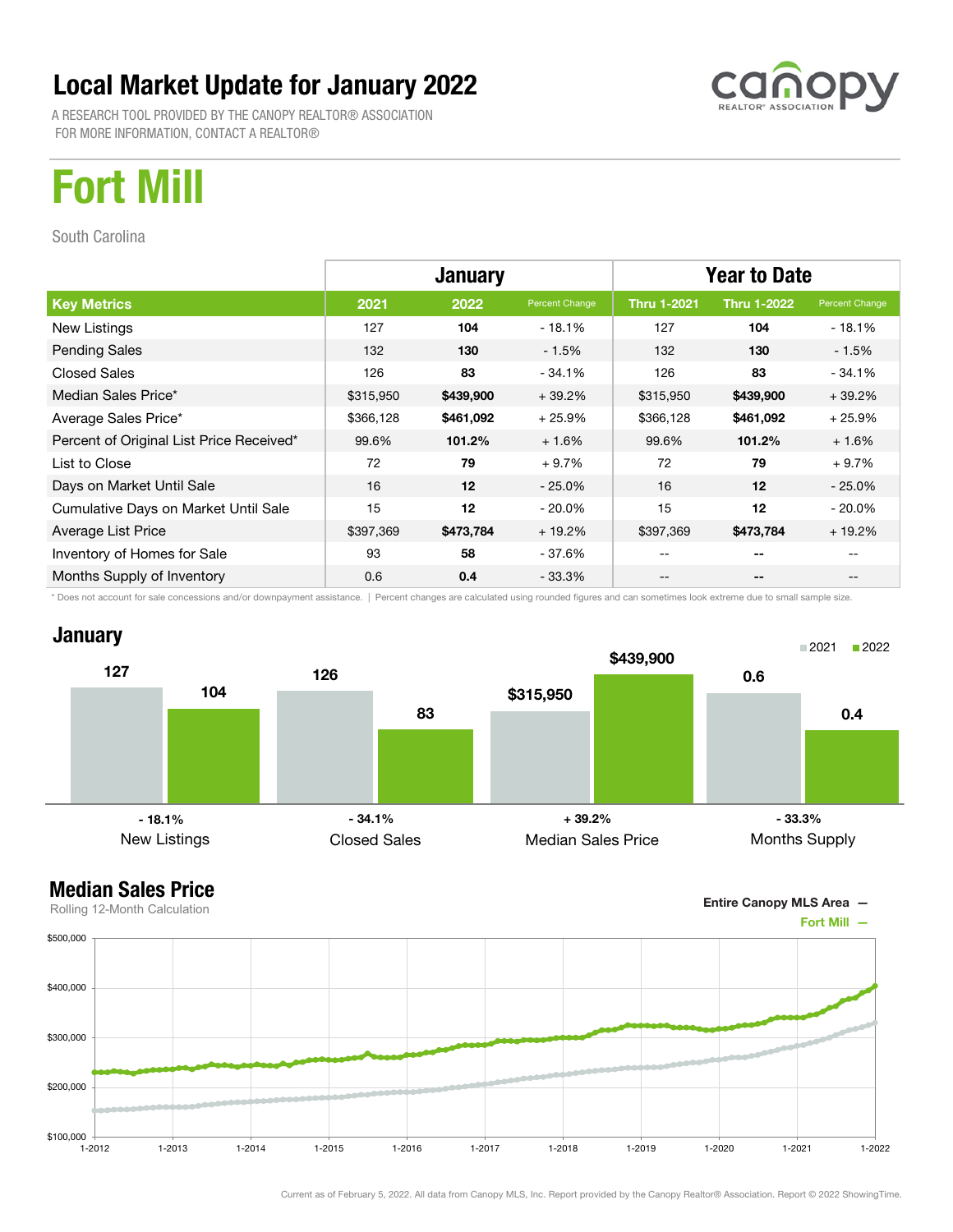# Local Market Update for January 2022

A RESEARCH TOOL PROVIDED BY THE CANOPY REALTOR® ASSOCIATION
FOR MORE INFORMATION, CONTACT A REALTOR®

# Fort Mill

South Carolina

| | January | | | Year to Date | | |
|---|---|---|---|---|---|---|
| **Key Metrics** | **2021** | **2022** | **Percent Change** | **Thru 1-2021** | **Thru 1-2022** | **Percent Change** |
| New Listings | 127 | **104** | - 18.1% | 127 | **104** | - 18.1% |
| Pending Sales | 132 | **130** | - 1.5% | 132 | **130** | - 1.5% |
| Closed Sales | 126 | **83** | - 34.1% | 126 | **83** | - 34.1% |
| Median Sales Price* | $315,950 | **$439,900** | + 39.2% | $315,950 | **$439,900** | + 39.2% |
| Average Sales Price* | $366,128 | **$461,092** | + 25.9% | $366,128 | **$461,092** | + 25.9% |
| Percent of Original List Price Received* | 99.6% | **101.2%** | + 1.6% | 99.6% | **101.2%** | + 1.6% |
| List to Close | 72 | **79** | + 9.7% | 72 | **79** | + 9.7% |
| Days on Market Until Sale | 16 | **12** | - 25.0% | 16 | **12** | - 25.0% |
| Cumulative Days on Market Until Sale | 15 | **12** | - 20.0% | 15 | **12** | - 20.0% |
| Average List Price | $397,369 | **$473,784** | + 19.2% | $397,369 | **$473,784** | + 19.2% |
| Inventory of Homes for Sale | 93 | **58** | - 37.6% | -- | **--** | -- |
| Months Supply of Inventory | 0.6 | **0.4** | - 33.3% | -- | **--** | -- |

* Does not account for sale concessions and/or downpayment assistance. | Percent changes are calculated using rounded figures and can sometimes look extreme due to small sample size.

## January

| | 2021 | 2022 | Change |
|---|---|---|---|
| New Listings | 127 | 104 | - 18.1% |
| Closed Sales | 126 | 83 | - 34.1% |
| Median Sales Price | $315,950 | $439,900 | + 39.2% |
| Months Supply | 0.6 | 0.4 | - 33.3% |

## Median Sales Price

Rolling 12-Month Calculation

Entire Canopy MLS Area —
Fort Mill —

Current as of February 5, 2022. All data from Canopy MLS, Inc. Report provided by the Canopy Realtor® Association. Report © 2022 ShowingTime.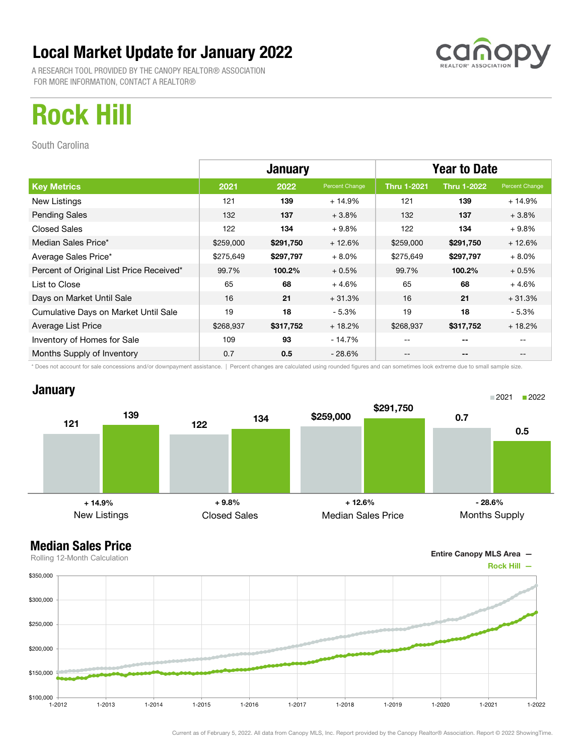# Local Market Update for January 2022

A RESEARCH TOOL PROVIDED BY THE CANOPY REALTOR® ASSOCIATION
FOR MORE INFORMATION, CONTACT A REALTOR®

## Rock Hill

South Carolina

| | January | | | Year to Date | | |
|---|---|---|---|---|---|---|
| **Key Metrics** | **2021** | **2022** | **Percent Change** | **Thru 1-2021** | **Thru 1-2022** | **Percent Change** |
| New Listings | 121 | **139** | + 14.9% | 121 | **139** | + 14.9% |
| Pending Sales | 132 | **137** | + 3.8% | 132 | **137** | + 3.8% |
| Closed Sales | 122 | **134** | + 9.8% | 122 | **134** | + 9.8% |
| Median Sales Price* | $259,000 | **$291,750** | + 12.6% | $259,000 | **$291,750** | + 12.6% |
| Average Sales Price* | $275,649 | **$297,797** | + 8.0% | $275,649 | **$297,797** | + 8.0% |
| Percent of Original List Price Received* | 99.7% | **100.2%** | + 0.5% | 99.7% | **100.2%** | + 0.5% |
| List to Close | 65 | **68** | + 4.6% | 65 | **68** | + 4.6% |
| Days on Market Until Sale | 16 | **21** | + 31.3% | 16 | **21** | + 31.3% |
| Cumulative Days on Market Until Sale | 19 | **18** | - 5.3% | 19 | **18** | - 5.3% |
| Average List Price | $268,937 | **$317,752** | + 18.2% | $268,937 | **$317,752** | + 18.2% |
| Inventory of Homes for Sale | 109 | **93** | - 14.7% | -- | **--** | -- |
| Months Supply of Inventory | 0.7 | **0.5** | - 28.6% | -- | **--** | -- |

\* Does not account for sale concessions and/or downpayment assistance. | Percent changes are calculated using rounded figures and can sometimes look extreme due to small sample size.

### January

| | 2021 | 2022 | Change |
|---|---|---|---|
| New Listings | 121 | 139 | + 14.9% |
| Closed Sales | 122 | 134 | + 9.8% |
| Median Sales Price | $259,000 | $291,750 | + 12.6% |
| Months Supply | 0.7 | 0.5 | - 28.6% |

### Median Sales Price

Rolling 12-Month Calculation

Entire Canopy MLS Area —
Rock Hill —

Current as of February 5, 2022. All data from Canopy MLS, Inc. Report provided by the Canopy Realtor® Association. Report © 2022 ShowingTime.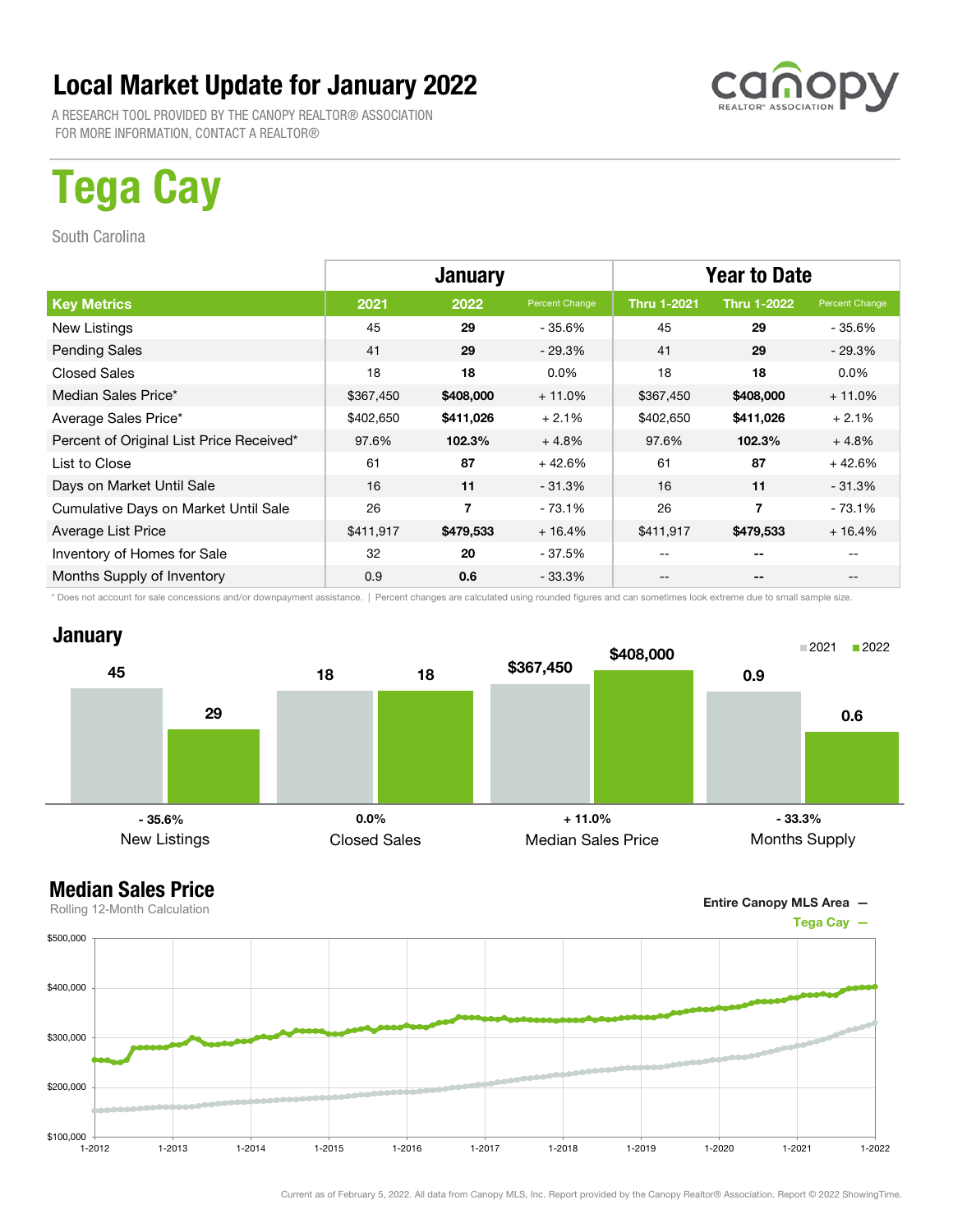# Local Market Update for January 2022

A RESEARCH TOOL PROVIDED BY THE CANOPY REALTOR® ASSOCIATION
FOR MORE INFORMATION, CONTACT A REALTOR®

# Tega Cay

South Carolina

| | January | | | Year to Date | | |
|---|---|---|---|---|---|---|
| **Key Metrics** | **2021** | **2022** | **Percent Change** | **Thru 1-2021** | **Thru 1-2022** | **Percent Change** |
| New Listings | 45 | **29** | - 35.6% | 45 | **29** | - 35.6% |
| Pending Sales | 41 | **29** | - 29.3% | 41 | **29** | - 29.3% |
| Closed Sales | 18 | **18** | 0.0% | 18 | **18** | 0.0% |
| Median Sales Price* | $367,450 | **$408,000** | + 11.0% | $367,450 | **$408,000** | + 11.0% |
| Average Sales Price* | $402,650 | **$411,026** | + 2.1% | $402,650 | **$411,026** | + 2.1% |
| Percent of Original List Price Received* | 97.6% | **102.3%** | + 4.8% | 97.6% | **102.3%** | + 4.8% |
| List to Close | 61 | **87** | + 42.6% | 61 | **87** | + 42.6% |
| Days on Market Until Sale | 16 | **11** | - 31.3% | 16 | **11** | - 31.3% |
| Cumulative Days on Market Until Sale | 26 | **7** | - 73.1% | 26 | **7** | - 73.1% |
| Average List Price | $411,917 | **$479,533** | + 16.4% | $411,917 | **$479,533** | + 16.4% |
| Inventory of Homes for Sale | 32 | **20** | - 37.5% | -- | **--** | -- |
| Months Supply of Inventory | 0.9 | **0.6** | - 33.3% | -- | **--** | -- |

\* Does not account for sale concessions and/or downpayment assistance. | Percent changes are calculated using rounded figures and can sometimes look extreme due to small sample size.

## January

| | 2021 | 2022 | Change |
|---|---|---|---|
| New Listings | 45 | 29 | - 35.6% |
| Closed Sales | 18 | 18 | 0.0% |
| Median Sales Price | $367,450 | $408,000 | + 11.0% |
| Months Supply | 0.9 | 0.6 | - 33.3% |

## Median Sales Price

Rolling 12-Month Calculation

Entire Canopy MLS Area —
Tega Cay —

Current as of February 5, 2022. All data from Canopy MLS, Inc. Report provided by the Canopy Realtor® Association. Report © 2022 ShowingTime.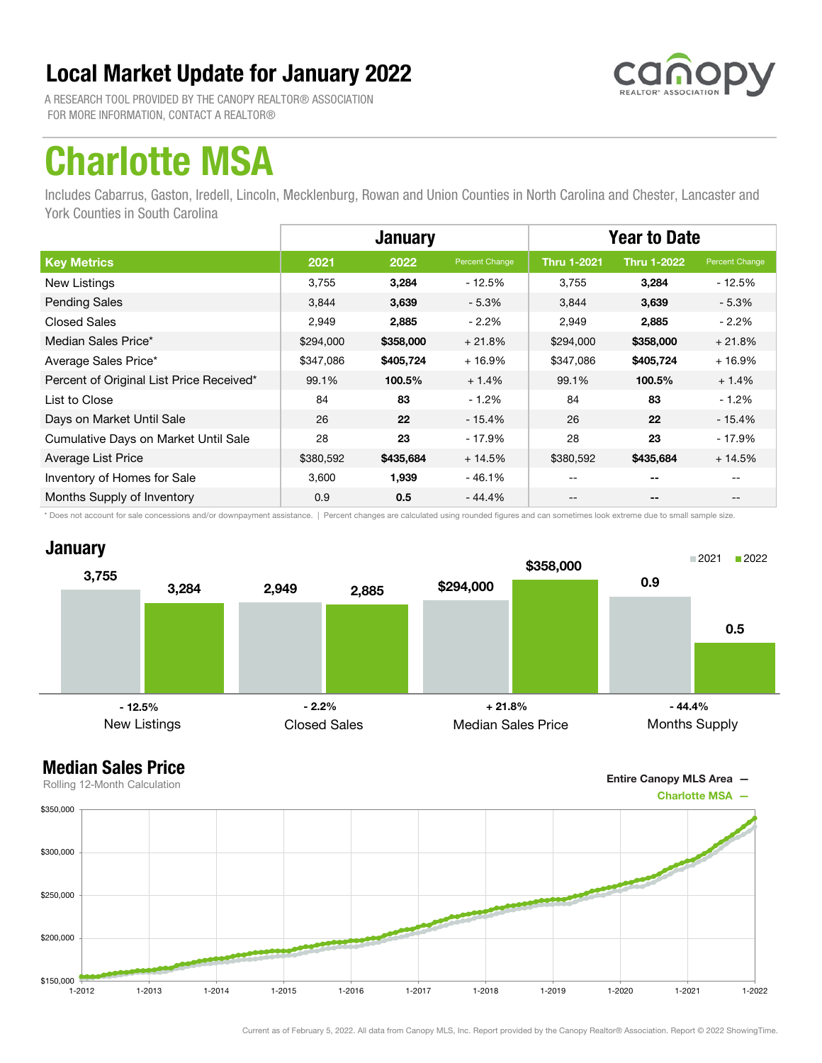# Local Market Update for January 2022

A RESEARCH TOOL PROVIDED BY THE CANOPY REALTOR® ASSOCIATION
FOR MORE INFORMATION, CONTACT A REALTOR®

canopy REALTOR® ASSOCIATION

# Charlotte MSA

Includes Cabarrus, Gaston, Iredell, Lincoln, Mecklenburg, Rowan and Union Counties in North Carolina and Chester, Lancaster and York Counties in South Carolina

| | January | | | Year to Date | | |
|---|---|---|---|---|---|---|
| **Key Metrics** | **2021** | **2022** | **Percent Change** | **Thru 1-2021** | **Thru 1-2022** | **Percent Change** |
| New Listings | 3,755 | **3,284** | - 12.5% | 3,755 | **3,284** | - 12.5% |
| Pending Sales | 3,844 | **3,639** | - 5.3% | 3,844 | **3,639** | - 5.3% |
| Closed Sales | 2,949 | **2,885** | - 2.2% | 2,949 | **2,885** | - 2.2% |
| Median Sales Price* | $294,000 | **$358,000** | + 21.8% | $294,000 | **$358,000** | + 21.8% |
| Average Sales Price* | $347,086 | **$405,724** | + 16.9% | $347,086 | **$405,724** | + 16.9% |
| Percent of Original List Price Received* | 99.1% | **100.5%** | + 1.4% | 99.1% | **100.5%** | + 1.4% |
| List to Close | 84 | **83** | - 1.2% | 84 | **83** | - 1.2% |
| Days on Market Until Sale | 26 | **22** | - 15.4% | 26 | **22** | - 15.4% |
| Cumulative Days on Market Until Sale | 28 | **23** | - 17.9% | 28 | **23** | - 17.9% |
| Average List Price | $380,592 | **$435,684** | + 14.5% | $380,592 | **$435,684** | + 14.5% |
| Inventory of Homes for Sale | 3,600 | **1,939** | - 46.1% | -- | **--** | -- |
| Months Supply of Inventory | 0.9 | **0.5** | - 44.4% | -- | **--** | -- |

\* Does not account for sale concessions and/or downpayment assistance. | Percent changes are calculated using rounded figures and can sometimes look extreme due to small sample size.

## January

2021 2022

3,755
3,284
- 12.5%
New Listings

2,949
2,885
- 2.2%
Closed Sales

$294,000
$358,000
+ 21.8%
Median Sales Price

0.9
0.5
- 44.4%
Months Supply

## Median Sales Price

Rolling 12-Month Calculation

Entire Canopy MLS Area —
Charlotte MSA —

$350,000
$300,000
$250,000
$200,000
$150,000

1-2012 1-2013 1-2014 1-2015 1-2016 1-2017 1-2018 1-2019 1-2020 1-2021 1-2022

Current as of February 5, 2022. All data from Canopy MLS, Inc. Report provided by the Canopy Realtor® Association. Report © 2022 ShowingTime.